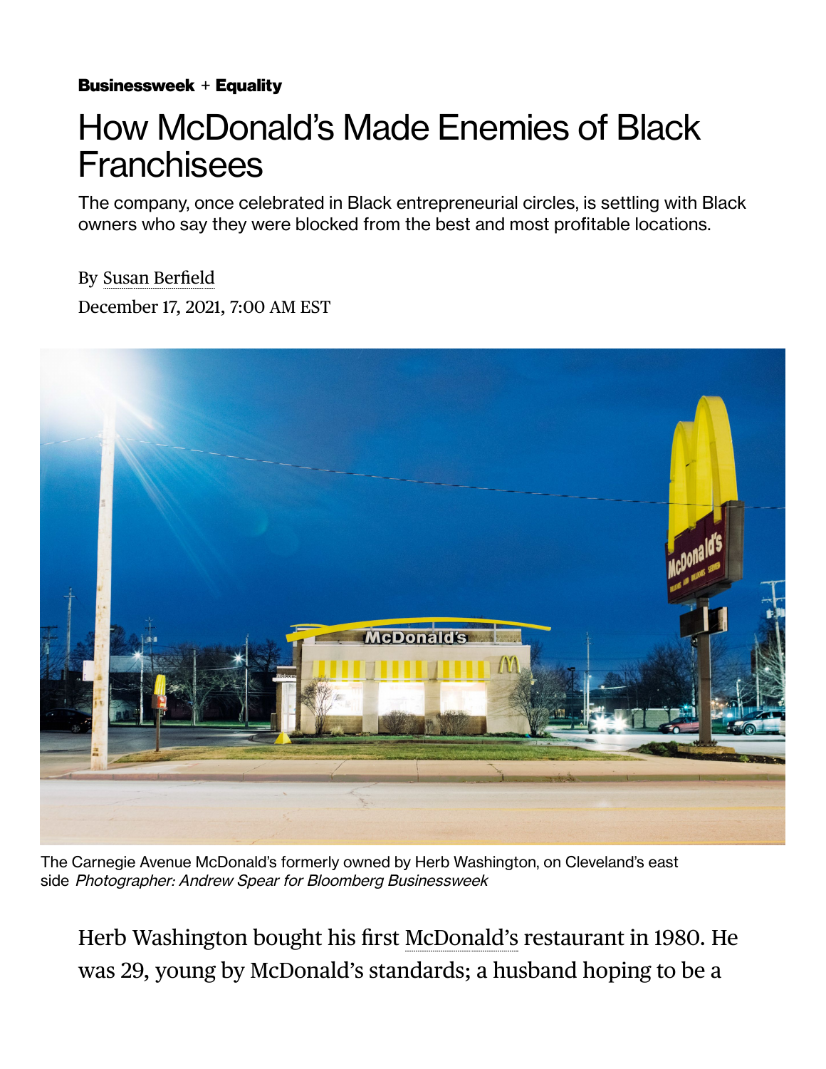**Businessweek** + **Equality**

# How McDonald's Made Enemies of Black Franchisees

The company, once celebrated in Black entrepreneurial circles, is settling with Black owners who say they were blocked from the best and most profitable locations.

By Susan Berfield

December 17, 2021, 7:00 AM EST

The Carnegie Avenue McDonald's formerly owned by Herb Washington, on Cleveland's east side *Photographer: Andrew Spear for Bloomberg Businessweek*

Herb Washington bought his first McDonald's restaurant in 1980. He was 29, young by McDonald's standards; a husband hoping to be a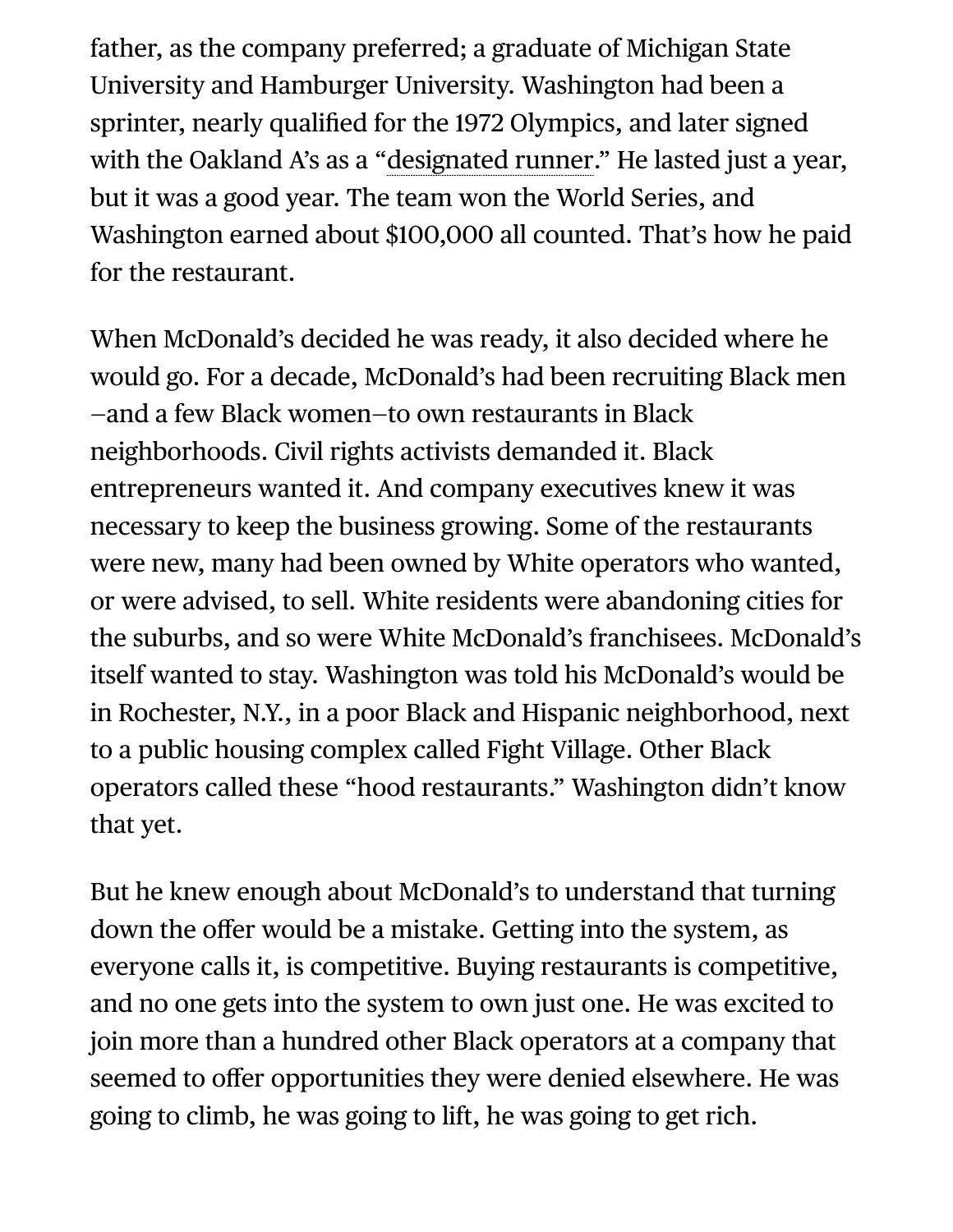father, as the company preferred; a graduate of Michigan State University and Hamburger University. Washington had been a sprinter, nearly qualified for the 1972 Olympics, and later signed with the Oakland A's as a "designated runner." He lasted just a year, but it was a good year. The team won the World Series, and Washington earned about $100,000 all counted. That's how he paid for the restaurant.

When McDonald's decided he was ready, it also decided where he would go. For a decade, McDonald's had been recruiting Black men –and a few Black women–to own restaurants in Black neighborhoods. Civil rights activists demanded it. Black entrepreneurs wanted it. And company executives knew it was necessary to keep the business growing. Some of the restaurants were new, many had been owned by White operators who wanted, or were advised, to sell. White residents were abandoning cities for the suburbs, and so were White McDonald's franchisees. McDonald's itself wanted to stay. Washington was told his McDonald's would be in Rochester, N.Y., in a poor Black and Hispanic neighborhood, next to a public housing complex called Fight Village. Other Black operators called these "hood restaurants." Washington didn't know that yet.

But he knew enough about McDonald's to understand that turning down the offer would be a mistake. Getting into the system, as everyone calls it, is competitive. Buying restaurants is competitive, and no one gets into the system to own just one. He was excited to join more than a hundred other Black operators at a company that seemed to offer opportunities they were denied elsewhere. He was going to climb, he was going to lift, he was going to get rich.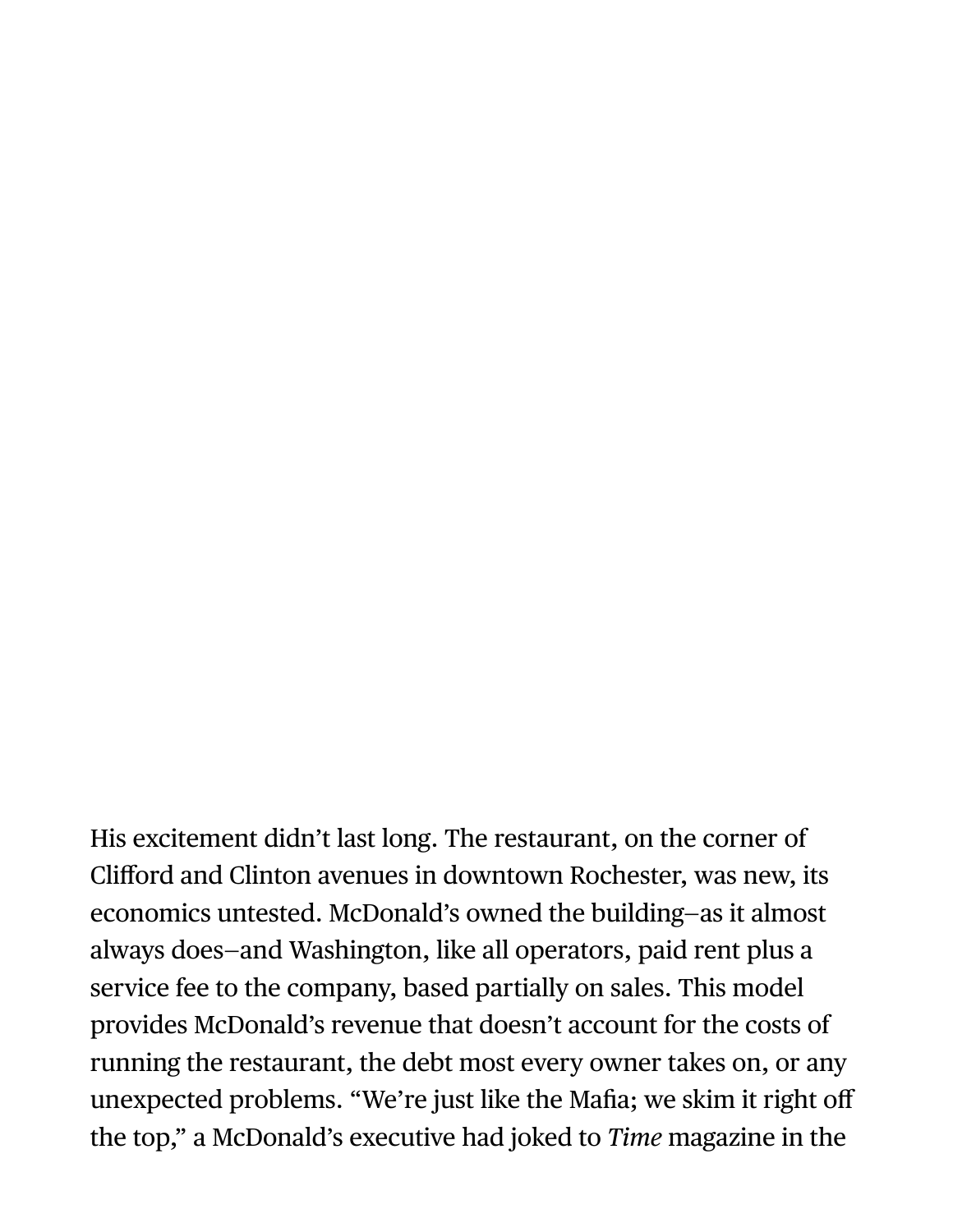His excitement didn't last long. The restaurant, on the corner of Clifford and Clinton avenues in downtown Rochester, was new, its economics untested. McDonald's owned the building—as it almost always does—and Washington, like all operators, paid rent plus a service fee to the company, based partially on sales. This model provides McDonald's revenue that doesn't account for the costs of running the restaurant, the debt most every owner takes on, or any unexpected problems. "We're just like the Mafia; we skim it right off the top," a McDonald's executive had joked to *Time* magazine in the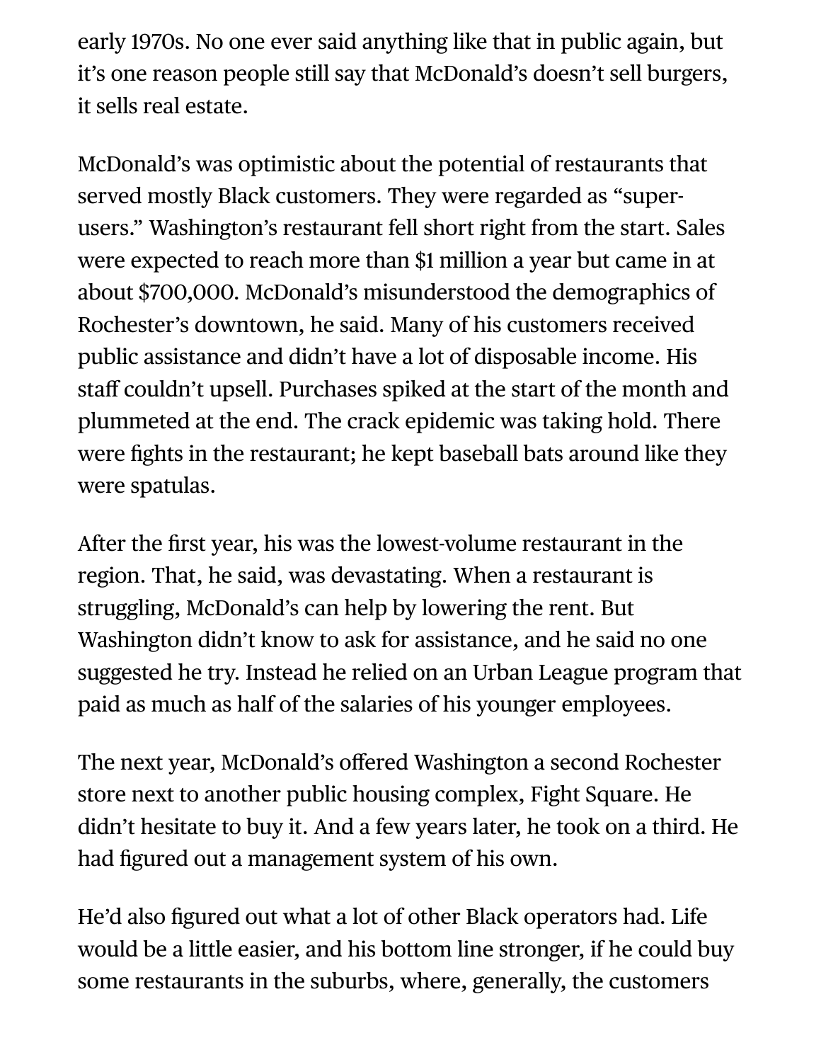early 1970s. No one ever said anything like that in public again, but it's one reason people still say that McDonald's doesn't sell burgers, it sells real estate.

McDonald's was optimistic about the potential of restaurants that served mostly Black customers. They were regarded as "super-users." Washington's restaurant fell short right from the start. Sales were expected to reach more than $1 million a year but came in at about $700,000. McDonald's misunderstood the demographics of Rochester's downtown, he said. Many of his customers received public assistance and didn't have a lot of disposable income. His staff couldn't upsell. Purchases spiked at the start of the month and plummeted at the end. The crack epidemic was taking hold. There were fights in the restaurant; he kept baseball bats around like they were spatulas.

After the first year, his was the lowest-volume restaurant in the region. That, he said, was devastating. When a restaurant is struggling, McDonald's can help by lowering the rent. But Washington didn't know to ask for assistance, and he said no one suggested he try. Instead he relied on an Urban League program that paid as much as half of the salaries of his younger employees.

The next year, McDonald's offered Washington a second Rochester store next to another public housing complex, Fight Square. He didn't hesitate to buy it. And a few years later, he took on a third. He had figured out a management system of his own.

He'd also figured out what a lot of other Black operators had. Life would be a little easier, and his bottom line stronger, if he could buy some restaurants in the suburbs, where, generally, the customers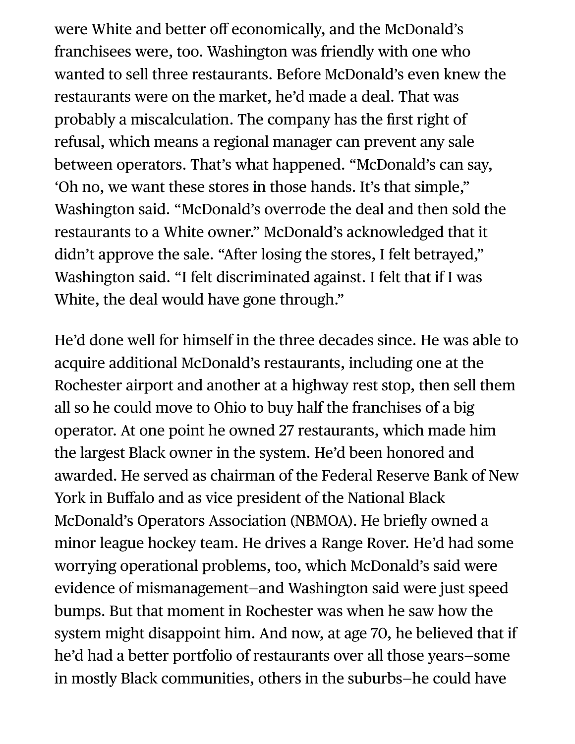were White and better off economically, and the McDonald's franchisees were, too. Washington was friendly with one who wanted to sell three restaurants. Before McDonald's even knew the restaurants were on the market, he'd made a deal. That was probably a miscalculation. The company has the first right of refusal, which means a regional manager can prevent any sale between operators. That's what happened. "McDonald's can say, 'Oh no, we want these stores in those hands. It's that simple," Washington said. "McDonald's overrode the deal and then sold the restaurants to a White owner." McDonald's acknowledged that it didn't approve the sale. "After losing the stores, I felt betrayed," Washington said. "I felt discriminated against. I felt that if I was White, the deal would have gone through."

He'd done well for himself in the three decades since. He was able to acquire additional McDonald's restaurants, including one at the Rochester airport and another at a highway rest stop, then sell them all so he could move to Ohio to buy half the franchises of a big operator. At one point he owned 27 restaurants, which made him the largest Black owner in the system. He'd been honored and awarded. He served as chairman of the Federal Reserve Bank of New York in Buffalo and as vice president of the National Black McDonald's Operators Association (NBMOA). He briefly owned a minor league hockey team. He drives a Range Rover. He'd had some worrying operational problems, too, which McDonald's said were evidence of mismanagement—and Washington said were just speed bumps. But that moment in Rochester was when he saw how the system might disappoint him. And now, at age 70, he believed that if he'd had a better portfolio of restaurants over all those years—some in mostly Black communities, others in the suburbs—he could have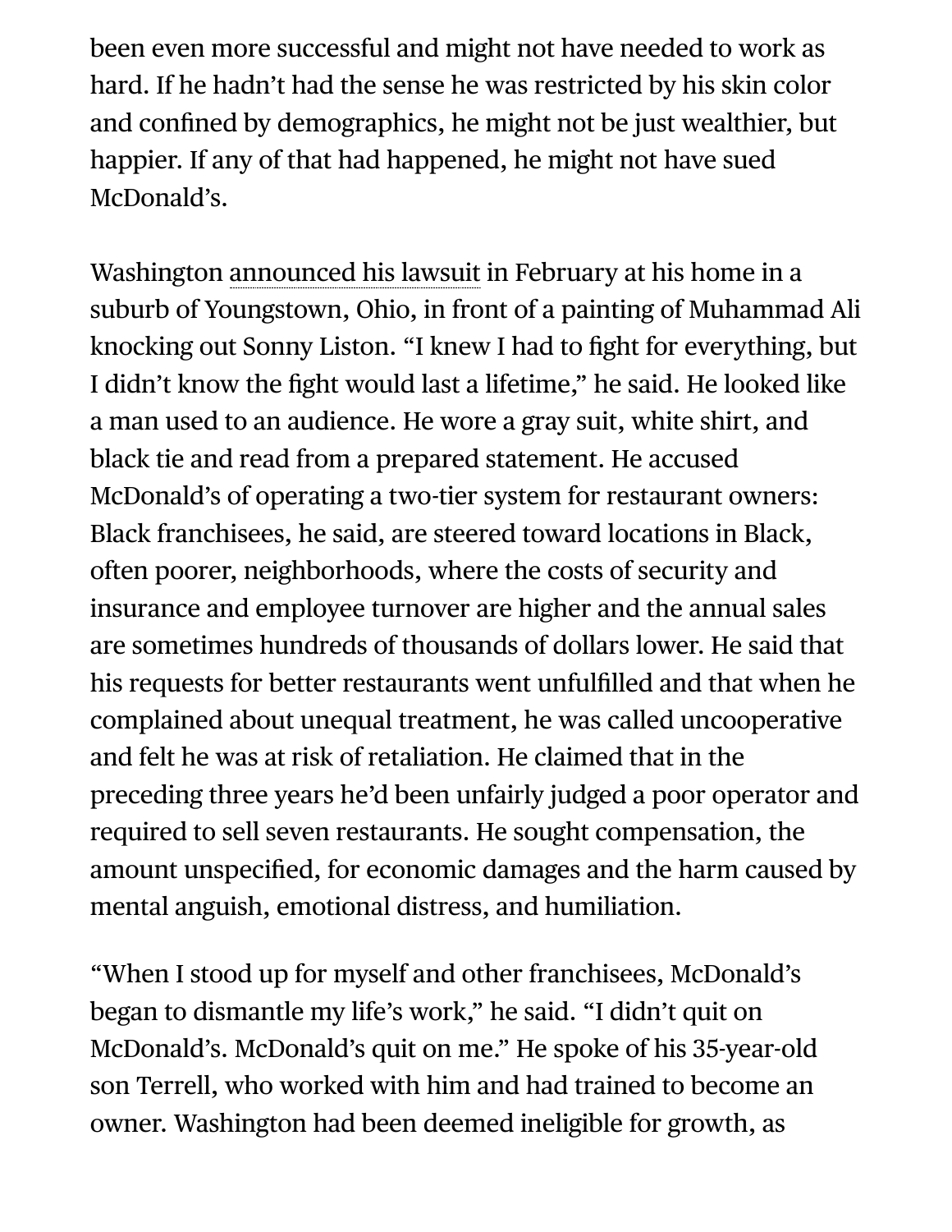been even more successful and might not have needed to work as hard. If he hadn't had the sense he was restricted by his skin color and confined by demographics, he might not be just wealthier, but happier. If any of that had happened, he might not have sued McDonald's.

Washington announced his lawsuit in February at his home in a suburb of Youngstown, Ohio, in front of a painting of Muhammad Ali knocking out Sonny Liston. "I knew I had to fight for everything, but I didn't know the fight would last a lifetime," he said. He looked like a man used to an audience. He wore a gray suit, white shirt, and black tie and read from a prepared statement. He accused McDonald's of operating a two-tier system for restaurant owners: Black franchisees, he said, are steered toward locations in Black, often poorer, neighborhoods, where the costs of security and insurance and employee turnover are higher and the annual sales are sometimes hundreds of thousands of dollars lower. He said that his requests for better restaurants went unfulfilled and that when he complained about unequal treatment, he was called uncooperative and felt he was at risk of retaliation. He claimed that in the preceding three years he'd been unfairly judged a poor operator and required to sell seven restaurants. He sought compensation, the amount unspecified, for economic damages and the harm caused by mental anguish, emotional distress, and humiliation.

"When I stood up for myself and other franchisees, McDonald's began to dismantle my life's work," he said. "I didn't quit on McDonald's. McDonald's quit on me." He spoke of his 35-year-old son Terrell, who worked with him and had trained to become an owner. Washington had been deemed ineligible for growth, as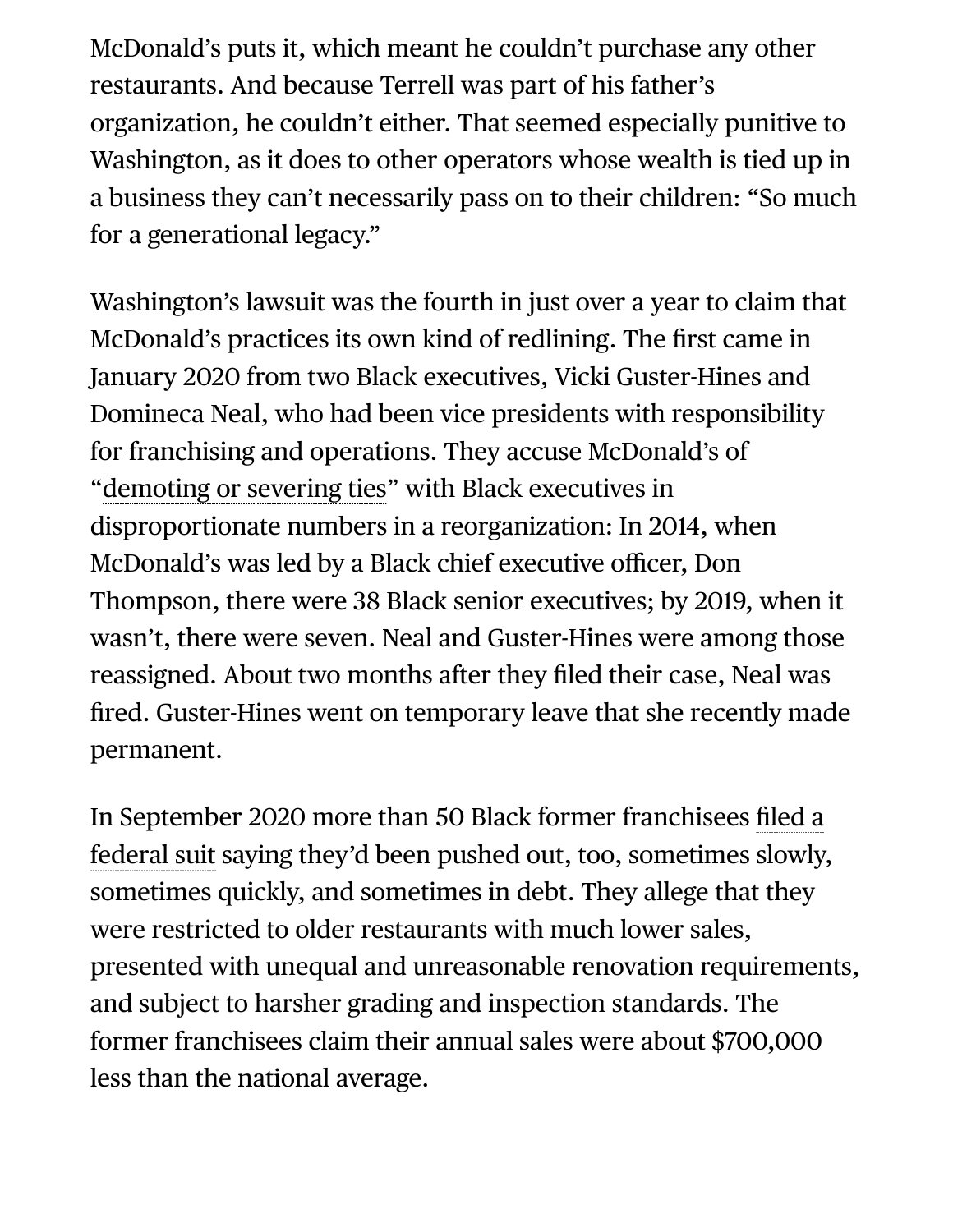McDonald's puts it, which meant he couldn't purchase any other restaurants. And because Terrell was part of his father's organization, he couldn't either. That seemed especially punitive to Washington, as it does to other operators whose wealth is tied up in a business they can't necessarily pass on to their children: "So much for a generational legacy."

Washington's lawsuit was the fourth in just over a year to claim that McDonald's practices its own kind of redlining. The first came in January 2020 from two Black executives, Vicki Guster-Hines and Domineca Neal, who had been vice presidents with responsibility for franchising and operations. They accuse McDonald's of "demoting or severing ties" with Black executives in disproportionate numbers in a reorganization: In 2014, when McDonald's was led by a Black chief executive officer, Don Thompson, there were 38 Black senior executives; by 2019, when it wasn't, there were seven. Neal and Guster-Hines were among those reassigned. About two months after they filed their case, Neal was fired. Guster-Hines went on temporary leave that she recently made permanent.

In September 2020 more than 50 Black former franchisees filed a federal suit saying they'd been pushed out, too, sometimes slowly, sometimes quickly, and sometimes in debt. They allege that they were restricted to older restaurants with much lower sales, presented with unequal and unreasonable renovation requirements, and subject to harsher grading and inspection standards. The former franchisees claim their annual sales were about $700,000 less than the national average.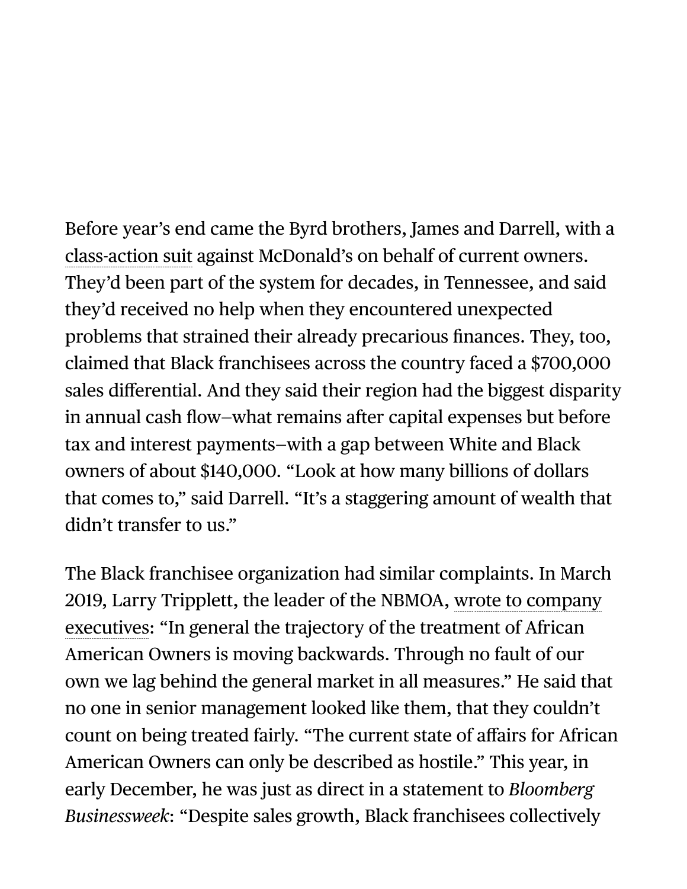Before year's end came the Byrd brothers, James and Darrell, with a class-action suit against McDonald's on behalf of current owners. They'd been part of the system for decades, in Tennessee, and said they'd received no help when they encountered unexpected problems that strained their already precarious finances. They, too, claimed that Black franchisees across the country faced a $700,000 sales differential. And they said their region had the biggest disparity in annual cash flow—what remains after capital expenses but before tax and interest payments—with a gap between White and Black owners of about $140,000. "Look at how many billions of dollars that comes to," said Darrell. "It's a staggering amount of wealth that didn't transfer to us."

The Black franchisee organization had similar complaints. In March 2019, Larry Tripplett, the leader of the NBMOA, wrote to company executives: "In general the trajectory of the treatment of African American Owners is moving backwards. Through no fault of our own we lag behind the general market in all measures." He said that no one in senior management looked like them, that they couldn't count on being treated fairly. "The current state of affairs for African American Owners can only be described as hostile." This year, in early December, he was just as direct in a statement to *Bloomberg Businessweek*: "Despite sales growth, Black franchisees collectively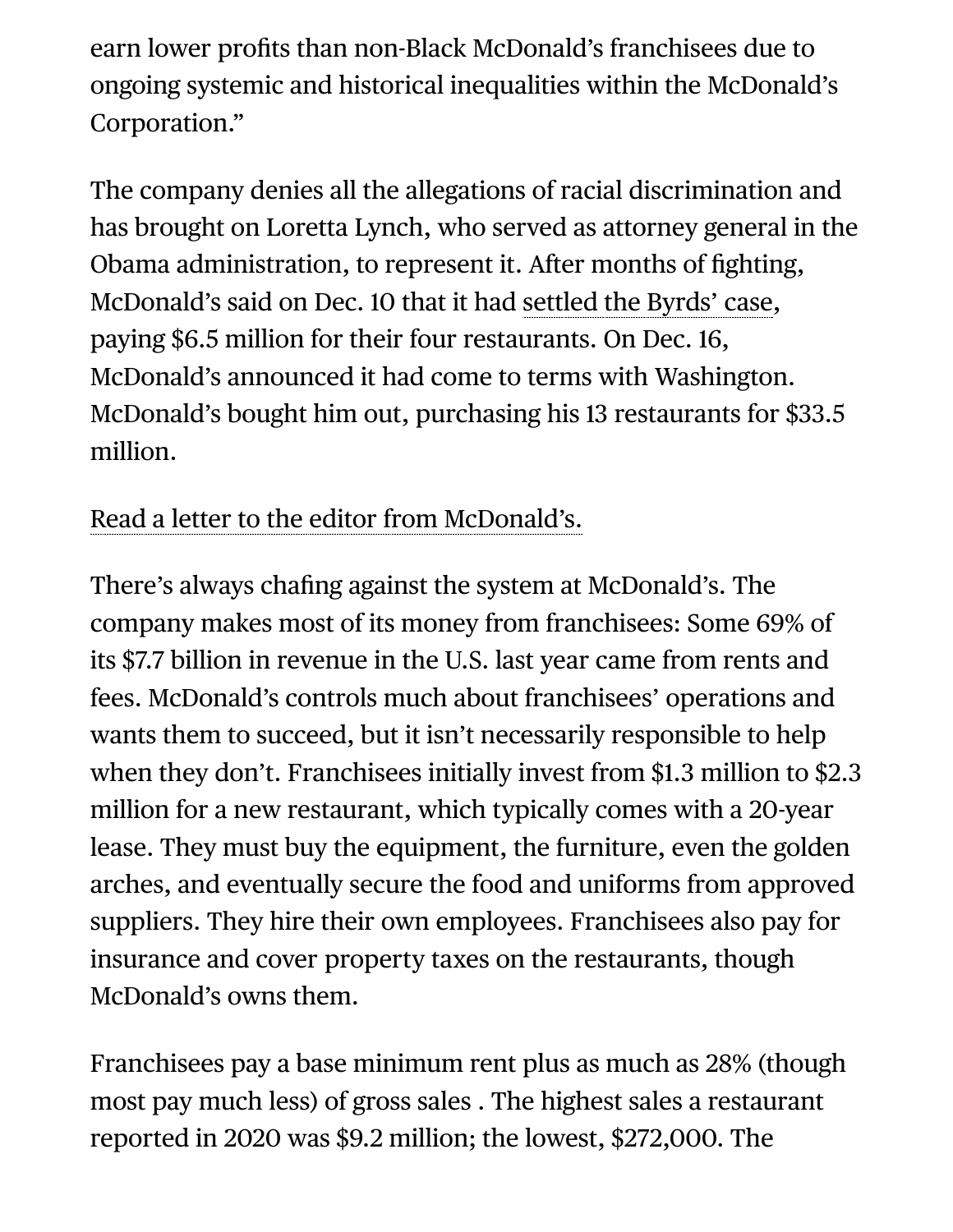earn lower profits than non-Black McDonald's franchisees due to ongoing systemic and historical inequalities within the McDonald's Corporation."

The company denies all the allegations of racial discrimination and has brought on Loretta Lynch, who served as attorney general in the Obama administration, to represent it. After months of fighting, McDonald's said on Dec. 10 that it had settled the Byrds' case, paying $6.5 million for their four restaurants. On Dec. 16, McDonald's announced it had come to terms with Washington. McDonald's bought him out, purchasing his 13 restaurants for $33.5 million.

Read a letter to the editor from McDonald's.

There's always chafing against the system at McDonald's. The company makes most of its money from franchisees: Some 69% of its $7.7 billion in revenue in the U.S. last year came from rents and fees. McDonald's controls much about franchisees' operations and wants them to succeed, but it isn't necessarily responsible to help when they don't. Franchisees initially invest from $1.3 million to $2.3 million for a new restaurant, which typically comes with a 20-year lease. They must buy the equipment, the furniture, even the golden arches, and eventually secure the food and uniforms from approved suppliers. They hire their own employees. Franchisees also pay for insurance and cover property taxes on the restaurants, though McDonald's owns them.

Franchisees pay a base minimum rent plus as much as 28% (though most pay much less) of gross sales . The highest sales a restaurant reported in 2020 was $9.2 million; the lowest, $272,000. The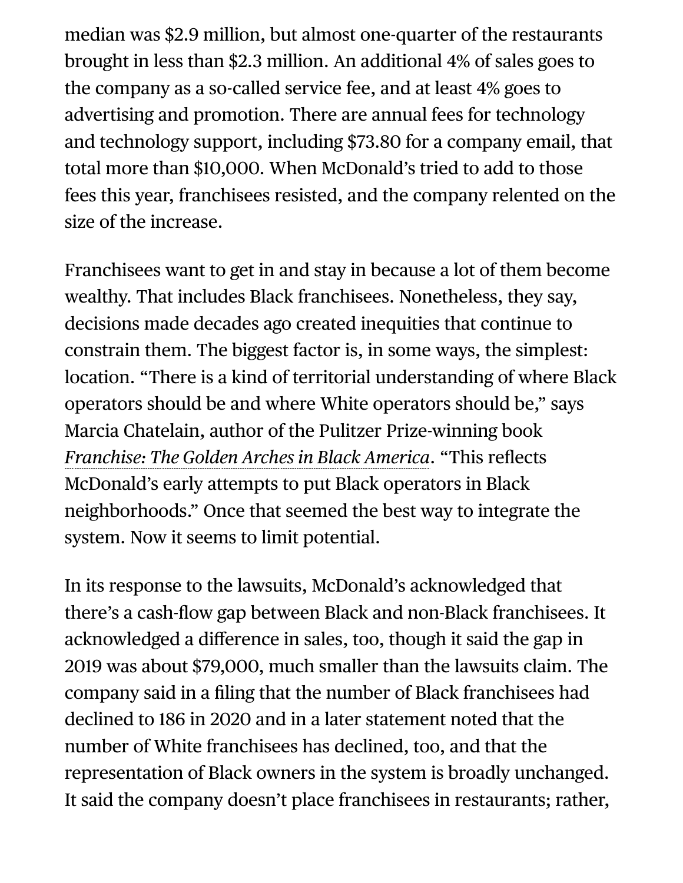median was $2.9 million, but almost one-quarter of the restaurants brought in less than $2.3 million. An additional 4% of sales goes to the company as a so-called service fee, and at least 4% goes to advertising and promotion. There are annual fees for technology and technology support, including $73.80 for a company email, that total more than $10,000. When McDonald's tried to add to those fees this year, franchisees resisted, and the company relented on the size of the increase.

Franchisees want to get in and stay in because a lot of them become wealthy. That includes Black franchisees. Nonetheless, they say, decisions made decades ago created inequities that continue to constrain them. The biggest factor is, in some ways, the simplest: location. "There is a kind of territorial understanding of where Black operators should be and where White operators should be," says Marcia Chatelain, author of the Pulitzer Prize-winning book *Franchise: The Golden Arches in Black America*. "This reflects McDonald's early attempts to put Black operators in Black neighborhoods." Once that seemed the best way to integrate the system. Now it seems to limit potential.

In its response to the lawsuits, McDonald's acknowledged that there's a cash-flow gap between Black and non-Black franchisees. It acknowledged a difference in sales, too, though it said the gap in 2019 was about $79,000, much smaller than the lawsuits claim. The company said in a filing that the number of Black franchisees had declined to 186 in 2020 and in a later statement noted that the number of White franchisees has declined, too, and that the representation of Black owners in the system is broadly unchanged. It said the company doesn't place franchisees in restaurants; rather,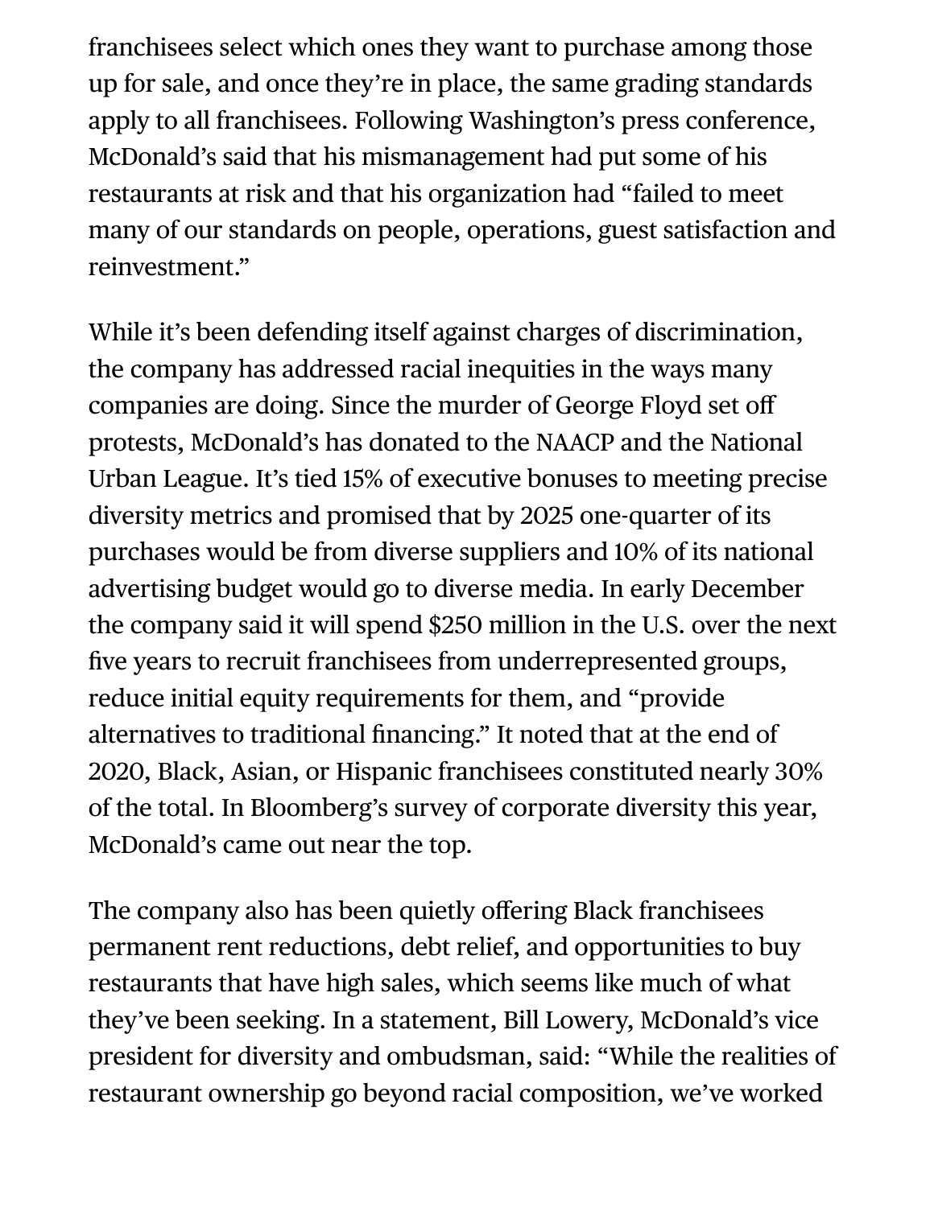franchisees select which ones they want to purchase among those up for sale, and once they're in place, the same grading standards apply to all franchisees. Following Washington's press conference, McDonald's said that his mismanagement had put some of his restaurants at risk and that his organization had "failed to meet many of our standards on people, operations, guest satisfaction and reinvestment."

While it's been defending itself against charges of discrimination, the company has addressed racial inequities in the ways many companies are doing. Since the murder of George Floyd set off protests, McDonald's has donated to the NAACP and the National Urban League. It's tied 15% of executive bonuses to meeting precise diversity metrics and promised that by 2025 one-quarter of its purchases would be from diverse suppliers and 10% of its national advertising budget would go to diverse media. In early December the company said it will spend $250 million in the U.S. over the next five years to recruit franchisees from underrepresented groups, reduce initial equity requirements for them, and "provide alternatives to traditional financing." It noted that at the end of 2020, Black, Asian, or Hispanic franchisees constituted nearly 30% of the total. In Bloomberg's survey of corporate diversity this year, McDonald's came out near the top.

The company also has been quietly offering Black franchisees permanent rent reductions, debt relief, and opportunities to buy restaurants that have high sales, which seems like much of what they've been seeking. In a statement, Bill Lowery, McDonald's vice president for diversity and ombudsman, said: "While the realities of restaurant ownership go beyond racial composition, we've worked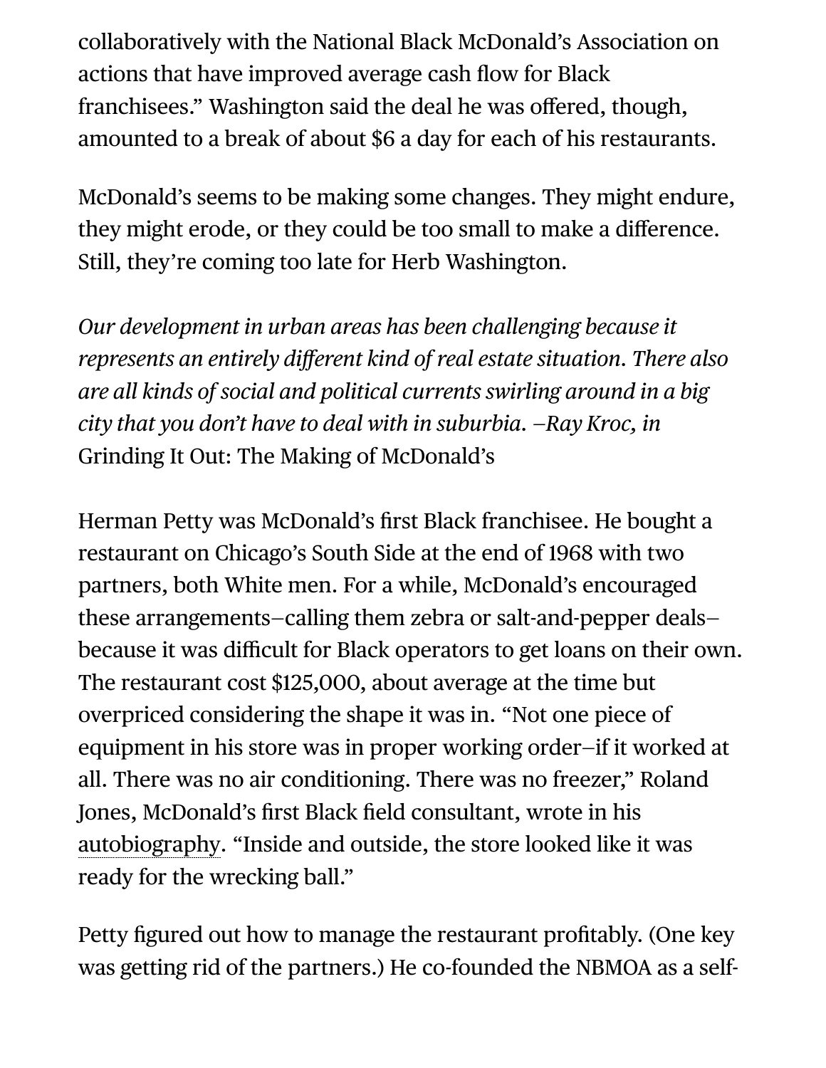collaboratively with the National Black McDonald's Association on actions that have improved average cash flow for Black franchisees." Washington said the deal he was offered, though, amounted to a break of about $6 a day for each of his restaurants.

McDonald's seems to be making some changes. They might endure, they might erode, or they could be too small to make a difference. Still, they're coming too late for Herb Washington.

*Our development in urban areas has been challenging because it represents an entirely different kind of real estate situation. There also are all kinds of social and political currents swirling around in a big city that you don't have to deal with in suburbia. –Ray Kroc, in* Grinding It Out: The Making of McDonald's

Herman Petty was McDonald's first Black franchisee. He bought a restaurant on Chicago's South Side at the end of 1968 with two partners, both White men. For a while, McDonald's encouraged these arrangements—calling them zebra or salt-and-pepper deals—because it was difficult for Black operators to get loans on their own. The restaurant cost $125,000, about average at the time but overpriced considering the shape it was in. "Not one piece of equipment in his store was in proper working order—if it worked at all. There was no air conditioning. There was no freezer," Roland Jones, McDonald's first Black field consultant, wrote in his autobiography. "Inside and outside, the store looked like it was ready for the wrecking ball."

Petty figured out how to manage the restaurant profitably. (One key was getting rid of the partners.) He co-founded the NBMOA as a self-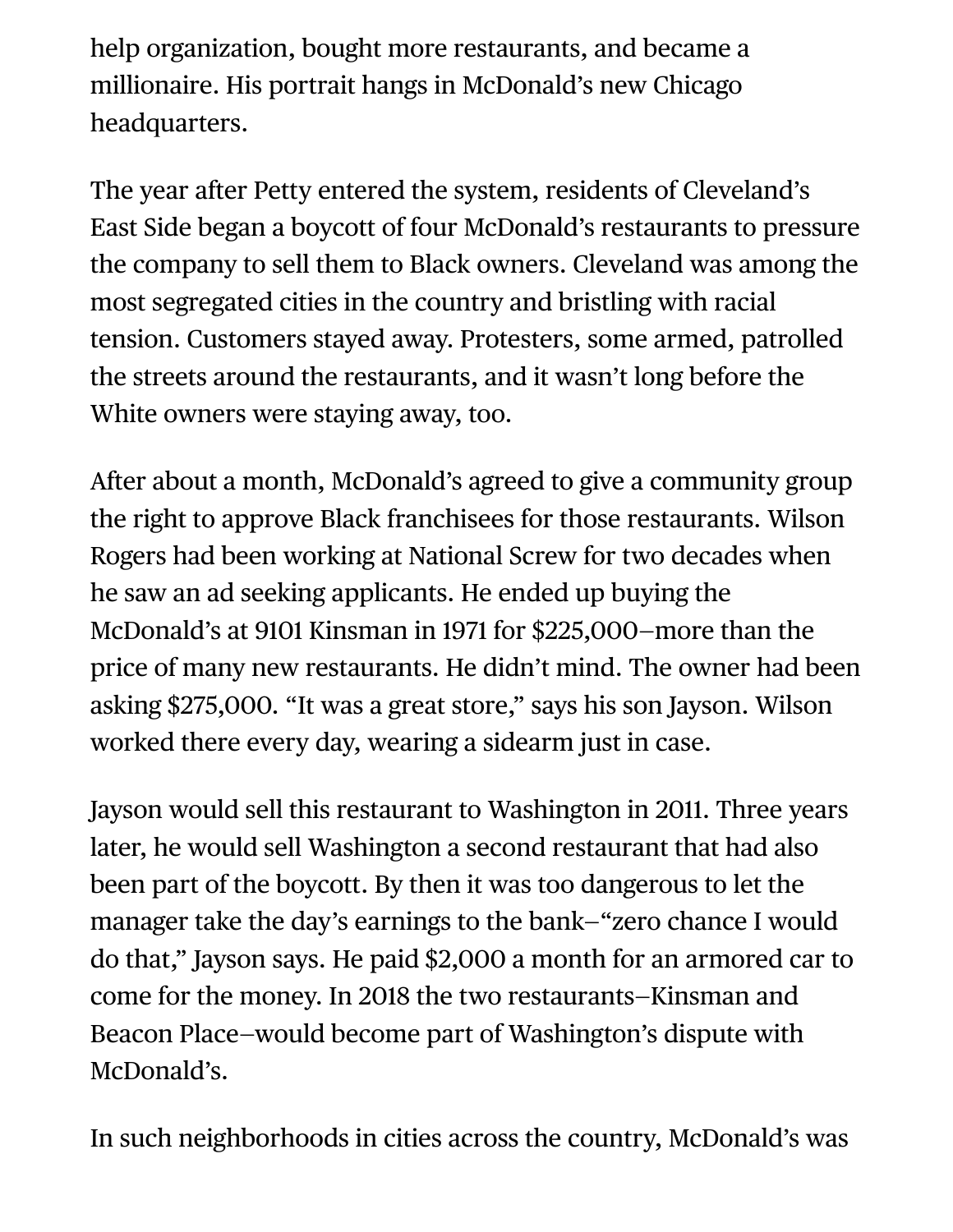help organization, bought more restaurants, and became a millionaire. His portrait hangs in McDonald's new Chicago headquarters.

The year after Petty entered the system, residents of Cleveland's East Side began a boycott of four McDonald's restaurants to pressure the company to sell them to Black owners. Cleveland was among the most segregated cities in the country and bristling with racial tension. Customers stayed away. Protesters, some armed, patrolled the streets around the restaurants, and it wasn't long before the White owners were staying away, too.

After about a month, McDonald's agreed to give a community group the right to approve Black franchisees for those restaurants. Wilson Rogers had been working at National Screw for two decades when he saw an ad seeking applicants. He ended up buying the McDonald's at 9101 Kinsman in 1971 for $225,000—more than the price of many new restaurants. He didn't mind. The owner had been asking $275,000. "It was a great store," says his son Jayson. Wilson worked there every day, wearing a sidearm just in case.

Jayson would sell this restaurant to Washington in 2011. Three years later, he would sell Washington a second restaurant that had also been part of the boycott. By then it was too dangerous to let the manager take the day's earnings to the bank—"zero chance I would do that," Jayson says. He paid $2,000 a month for an armored car to come for the money. In 2018 the two restaurants—Kinsman and Beacon Place—would become part of Washington's dispute with McDonald's.

In such neighborhoods in cities across the country, McDonald's was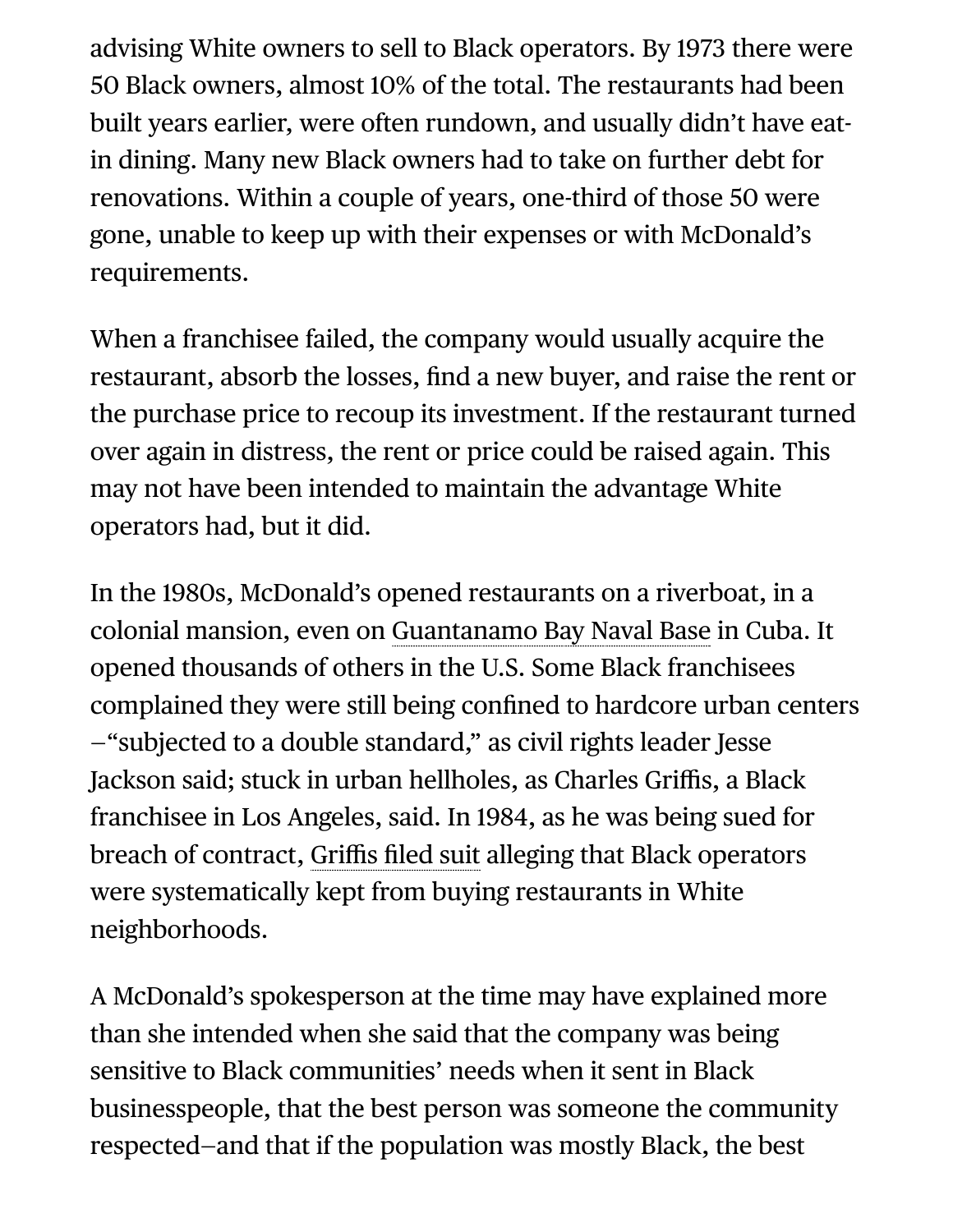advising White owners to sell to Black operators. By 1973 there were 50 Black owners, almost 10% of the total. The restaurants had been built years earlier, were often rundown, and usually didn't have eat-in dining. Many new Black owners had to take on further debt for renovations. Within a couple of years, one-third of those 50 were gone, unable to keep up with their expenses or with McDonald's requirements.

When a franchisee failed, the company would usually acquire the restaurant, absorb the losses, find a new buyer, and raise the rent or the purchase price to recoup its investment. If the restaurant turned over again in distress, the rent or price could be raised again. This may not have been intended to maintain the advantage White operators had, but it did.

In the 1980s, McDonald's opened restaurants on a riverboat, in a colonial mansion, even on Guantanamo Bay Naval Base in Cuba. It opened thousands of others in the U.S. Some Black franchisees complained they were still being confined to hardcore urban centers—"subjected to a double standard," as civil rights leader Jesse Jackson said; stuck in urban hellholes, as Charles Griffis, a Black franchisee in Los Angeles, said. In 1984, as he was being sued for breach of contract, Griffis filed suit alleging that Black operators were systematically kept from buying restaurants in White neighborhoods.

A McDonald's spokesperson at the time may have explained more than she intended when she said that the company was being sensitive to Black communities' needs when it sent in Black businesspeople, that the best person was someone the community respected—and that if the population was mostly Black, the best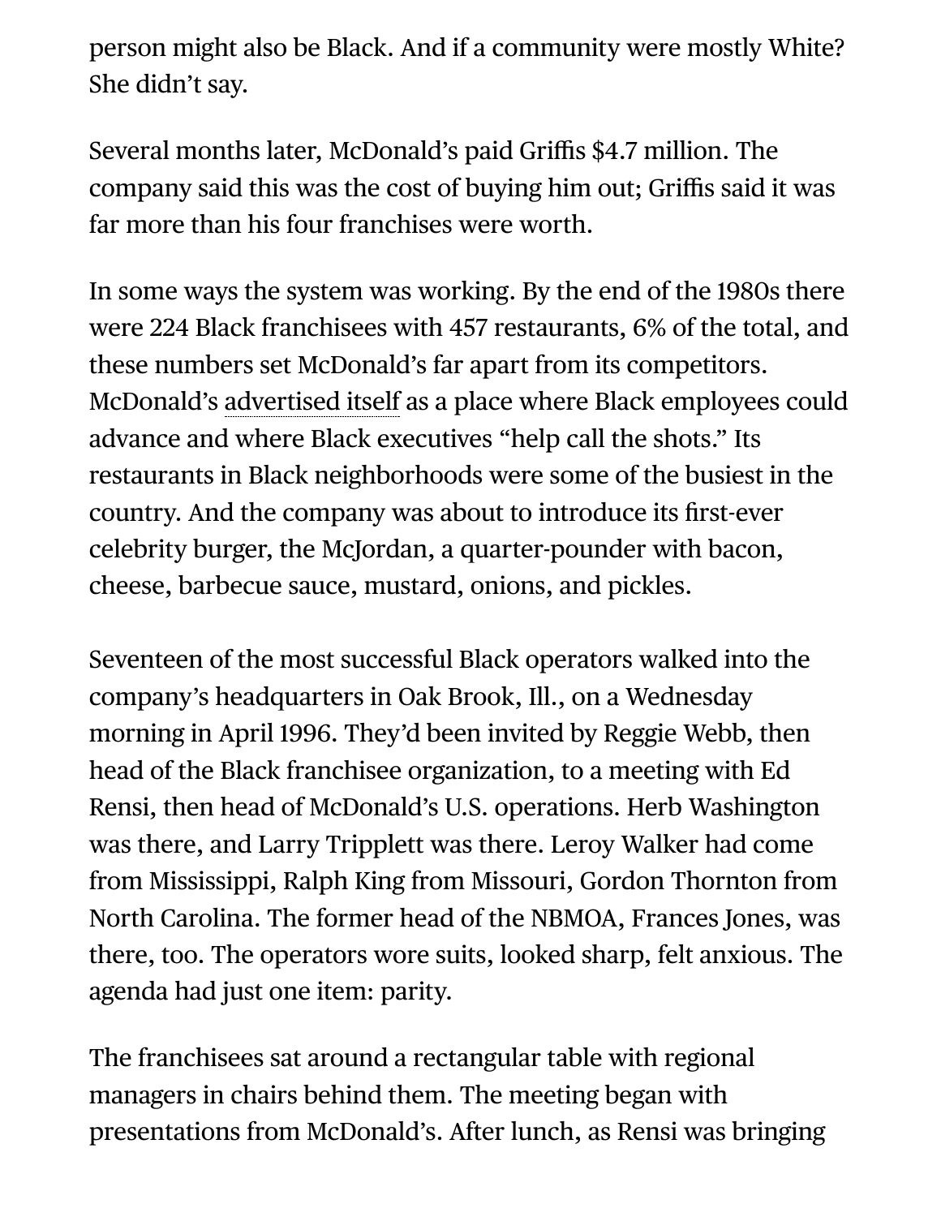person might also be Black. And if a community were mostly White? She didn't say.

Several months later, McDonald's paid Griffis $4.7 million. The company said this was the cost of buying him out; Griffis said it was far more than his four franchises were worth.

In some ways the system was working. By the end of the 1980s there were 224 Black franchisees with 457 restaurants, 6% of the total, and these numbers set McDonald's far apart from its competitors. McDonald's advertised itself as a place where Black employees could advance and where Black executives "help call the shots." Its restaurants in Black neighborhoods were some of the busiest in the country. And the company was about to introduce its first-ever celebrity burger, the McJordan, a quarter-pounder with bacon, cheese, barbecue sauce, mustard, onions, and pickles.

Seventeen of the most successful Black operators walked into the company's headquarters in Oak Brook, Ill., on a Wednesday morning in April 1996. They'd been invited by Reggie Webb, then head of the Black franchisee organization, to a meeting with Ed Rensi, then head of McDonald's U.S. operations. Herb Washington was there, and Larry Tripplett was there. Leroy Walker had come from Mississippi, Ralph King from Missouri, Gordon Thornton from North Carolina. The former head of the NBMOA, Frances Jones, was there, too. The operators wore suits, looked sharp, felt anxious. The agenda had just one item: parity.

The franchisees sat around a rectangular table with regional managers in chairs behind them. The meeting began with presentations from McDonald's. After lunch, as Rensi was bringing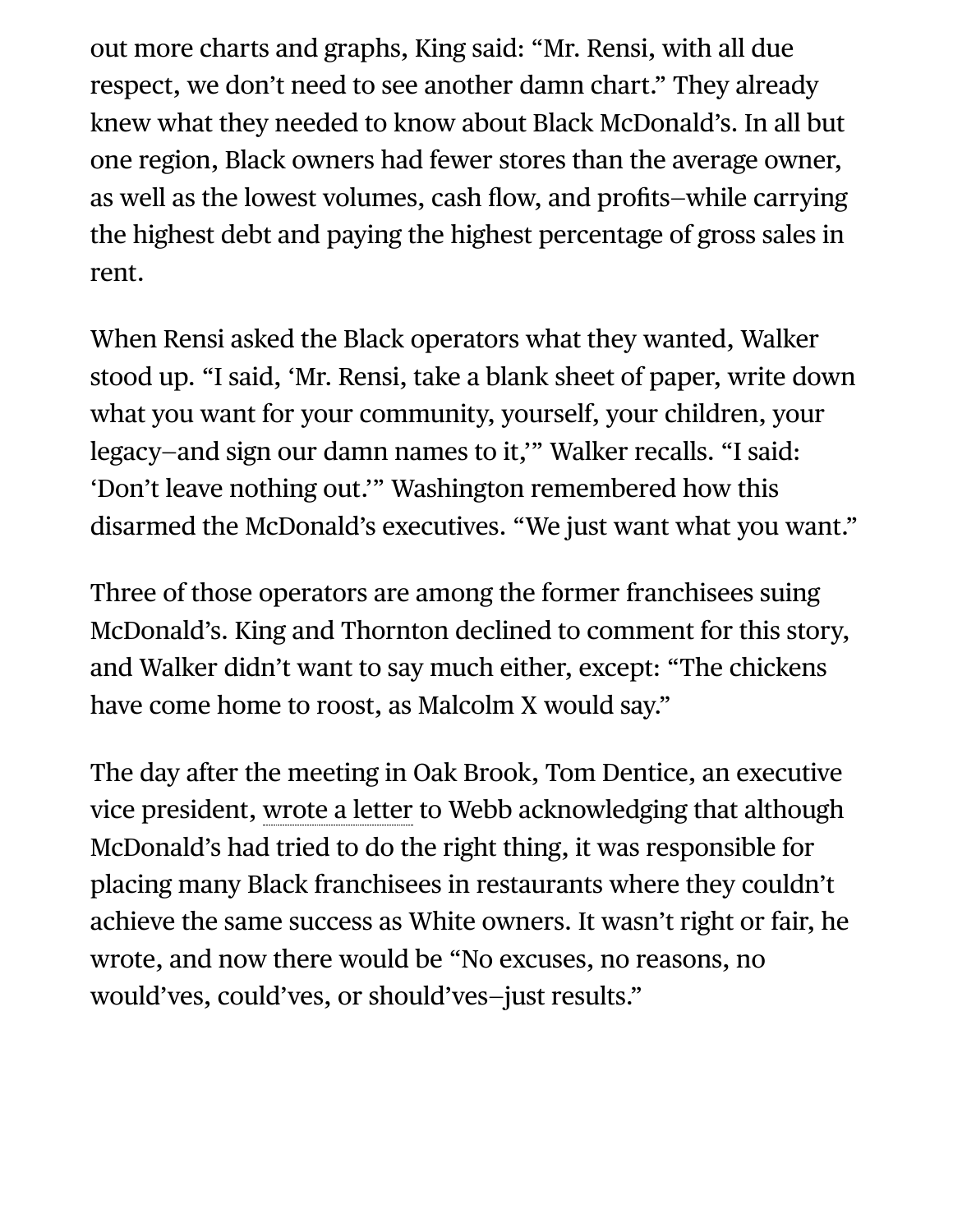out more charts and graphs, King said: “Mr. Rensi, with all due respect, we don’t need to see another damn chart.” They already knew what they needed to know about Black McDonald’s. In all but one region, Black owners had fewer stores than the average owner, as well as the lowest volumes, cash flow, and profits—while carrying the highest debt and paying the highest percentage of gross sales in rent.

When Rensi asked the Black operators what they wanted, Walker stood up. “I said, ‘Mr. Rensi, take a blank sheet of paper, write down what you want for your community, yourself, your children, your legacy—and sign our damn names to it,’” Walker recalls. “I said: ‘Don’t leave nothing out.’” Washington remembered how this disarmed the McDonald’s executives. “We just want what you want.”

Three of those operators are among the former franchisees suing McDonald’s. King and Thornton declined to comment for this story, and Walker didn’t want to say much either, except: “The chickens have come home to roost, as Malcolm X would say.”

The day after the meeting in Oak Brook, Tom Dentice, an executive vice president, wrote a letter to Webb acknowledging that although McDonald’s had tried to do the right thing, it was responsible for placing many Black franchisees in restaurants where they couldn’t achieve the same success as White owners. It wasn’t right or fair, he wrote, and now there would be “No excuses, no reasons, no would’ves, could’ves, or should’ves—just results.”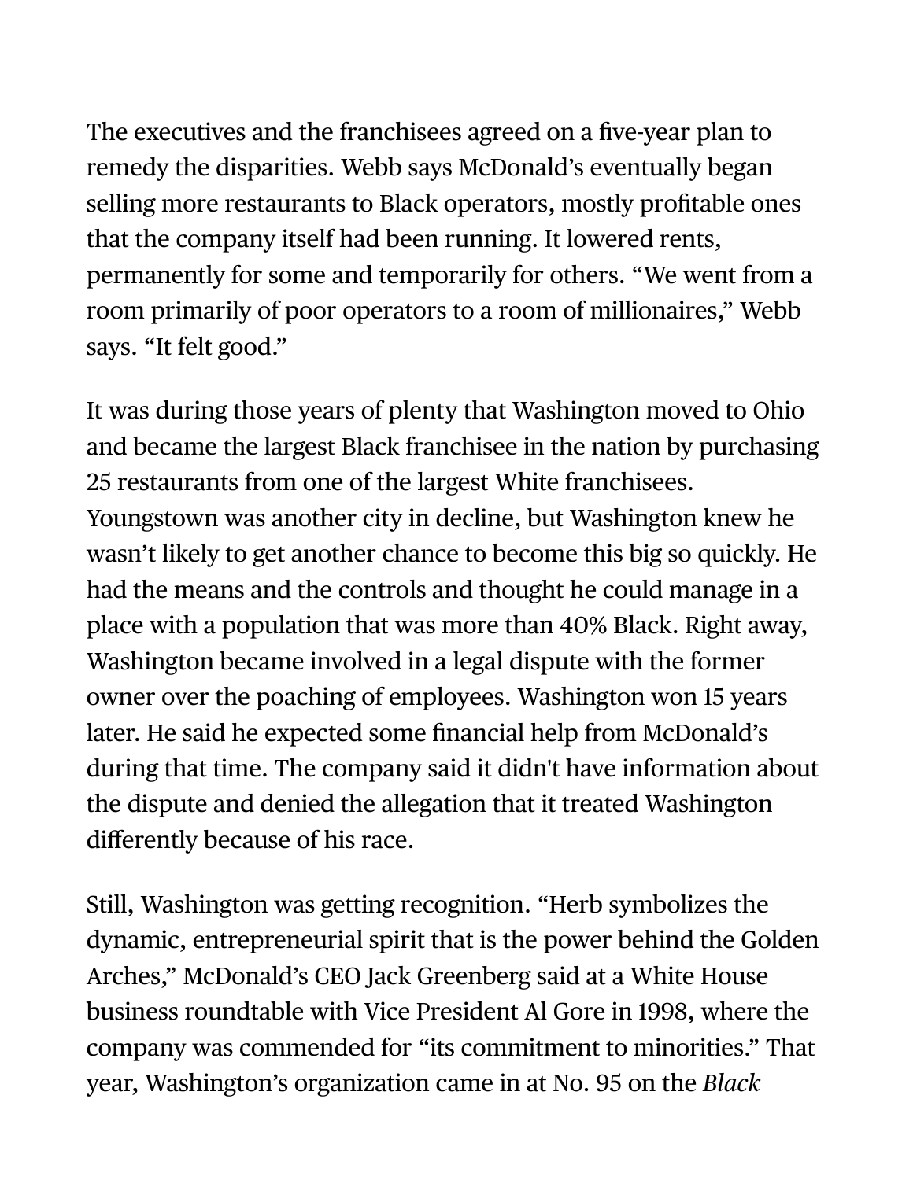The executives and the franchisees agreed on a five-year plan to remedy the disparities. Webb says McDonald's eventually began selling more restaurants to Black operators, mostly profitable ones that the company itself had been running. It lowered rents, permanently for some and temporarily for others. "We went from a room primarily of poor operators to a room of millionaires," Webb says. "It felt good."

It was during those years of plenty that Washington moved to Ohio and became the largest Black franchisee in the nation by purchasing 25 restaurants from one of the largest White franchisees. Youngstown was another city in decline, but Washington knew he wasn't likely to get another chance to become this big so quickly. He had the means and the controls and thought he could manage in a place with a population that was more than 40% Black. Right away, Washington became involved in a legal dispute with the former owner over the poaching of employees. Washington won 15 years later. He said he expected some financial help from McDonald's during that time. The company said it didn't have information about the dispute and denied the allegation that it treated Washington differently because of his race.

Still, Washington was getting recognition. "Herb symbolizes the dynamic, entrepreneurial spirit that is the power behind the Golden Arches," McDonald's CEO Jack Greenberg said at a White House business roundtable with Vice President Al Gore in 1998, where the company was commended for "its commitment to minorities." That year, Washington's organization came in at No. 95 on the *Black*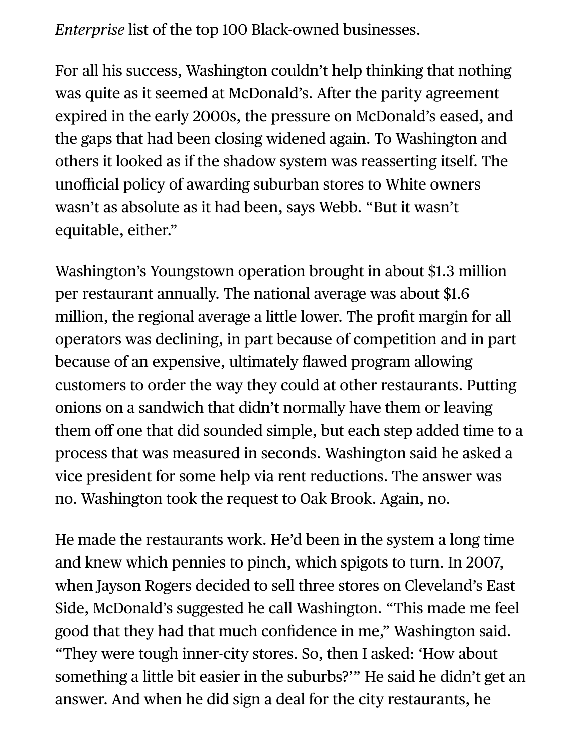*Enterprise* list of the top 100 Black-owned businesses.

For all his success, Washington couldn't help thinking that nothing was quite as it seemed at McDonald's. After the parity agreement expired in the early 2000s, the pressure on McDonald's eased, and the gaps that had been closing widened again. To Washington and others it looked as if the shadow system was reasserting itself. The unofficial policy of awarding suburban stores to White owners wasn't as absolute as it had been, says Webb. "But it wasn't equitable, either."

Washington's Youngstown operation brought in about $1.3 million per restaurant annually. The national average was about $1.6 million, the regional average a little lower. The profit margin for all operators was declining, in part because of competition and in part because of an expensive, ultimately flawed program allowing customers to order the way they could at other restaurants. Putting onions on a sandwich that didn't normally have them or leaving them off one that did sounded simple, but each step added time to a process that was measured in seconds. Washington said he asked a vice president for some help via rent reductions. The answer was no. Washington took the request to Oak Brook. Again, no.

He made the restaurants work. He'd been in the system a long time and knew which pennies to pinch, which spigots to turn. In 2007, when Jayson Rogers decided to sell three stores on Cleveland's East Side, McDonald's suggested he call Washington. "This made me feel good that they had that much confidence in me," Washington said. "They were tough inner-city stores. So, then I asked: 'How about something a little bit easier in the suburbs?'" He said he didn't get an answer. And when he did sign a deal for the city restaurants, he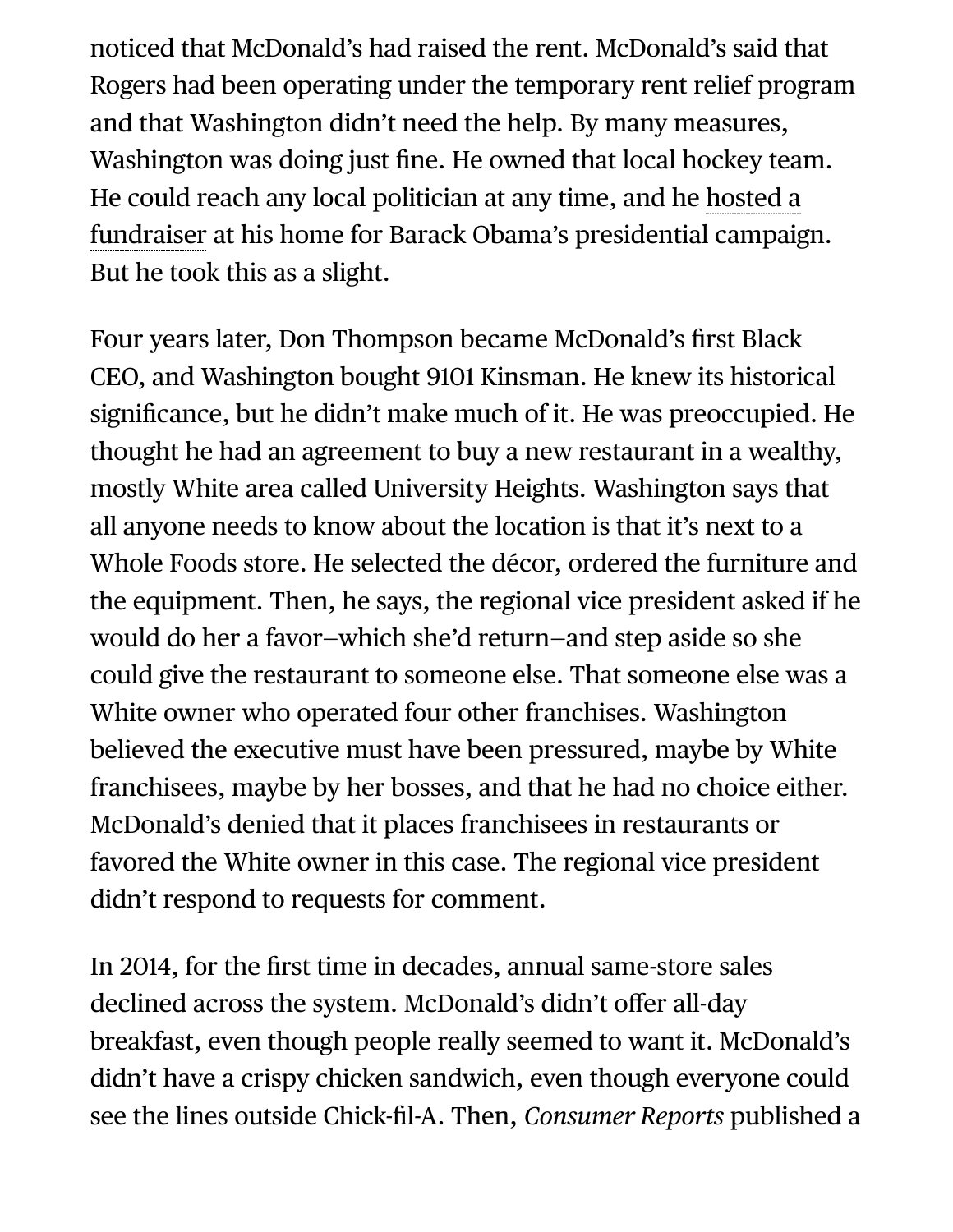noticed that McDonald's had raised the rent. McDonald's said that Rogers had been operating under the temporary rent relief program and that Washington didn't need the help. By many measures, Washington was doing just fine. He owned that local hockey team. He could reach any local politician at any time, and he hosted a fundraiser at his home for Barack Obama's presidential campaign. But he took this as a slight.

Four years later, Don Thompson became McDonald's first Black CEO, and Washington bought 9101 Kinsman. He knew its historical significance, but he didn't make much of it. He was preoccupied. He thought he had an agreement to buy a new restaurant in a wealthy, mostly White area called University Heights. Washington says that all anyone needs to know about the location is that it's next to a Whole Foods store. He selected the décor, ordered the furniture and the equipment. Then, he says, the regional vice president asked if he would do her a favor—which she'd return—and step aside so she could give the restaurant to someone else. That someone else was a White owner who operated four other franchises. Washington believed the executive must have been pressured, maybe by White franchisees, maybe by her bosses, and that he had no choice either. McDonald's denied that it places franchisees in restaurants or favored the White owner in this case. The regional vice president didn't respond to requests for comment.

In 2014, for the first time in decades, annual same-store sales declined across the system. McDonald's didn't offer all-day breakfast, even though people really seemed to want it. McDonald's didn't have a crispy chicken sandwich, even though everyone could see the lines outside Chick-fil-A. Then, *Consumer Reports* published a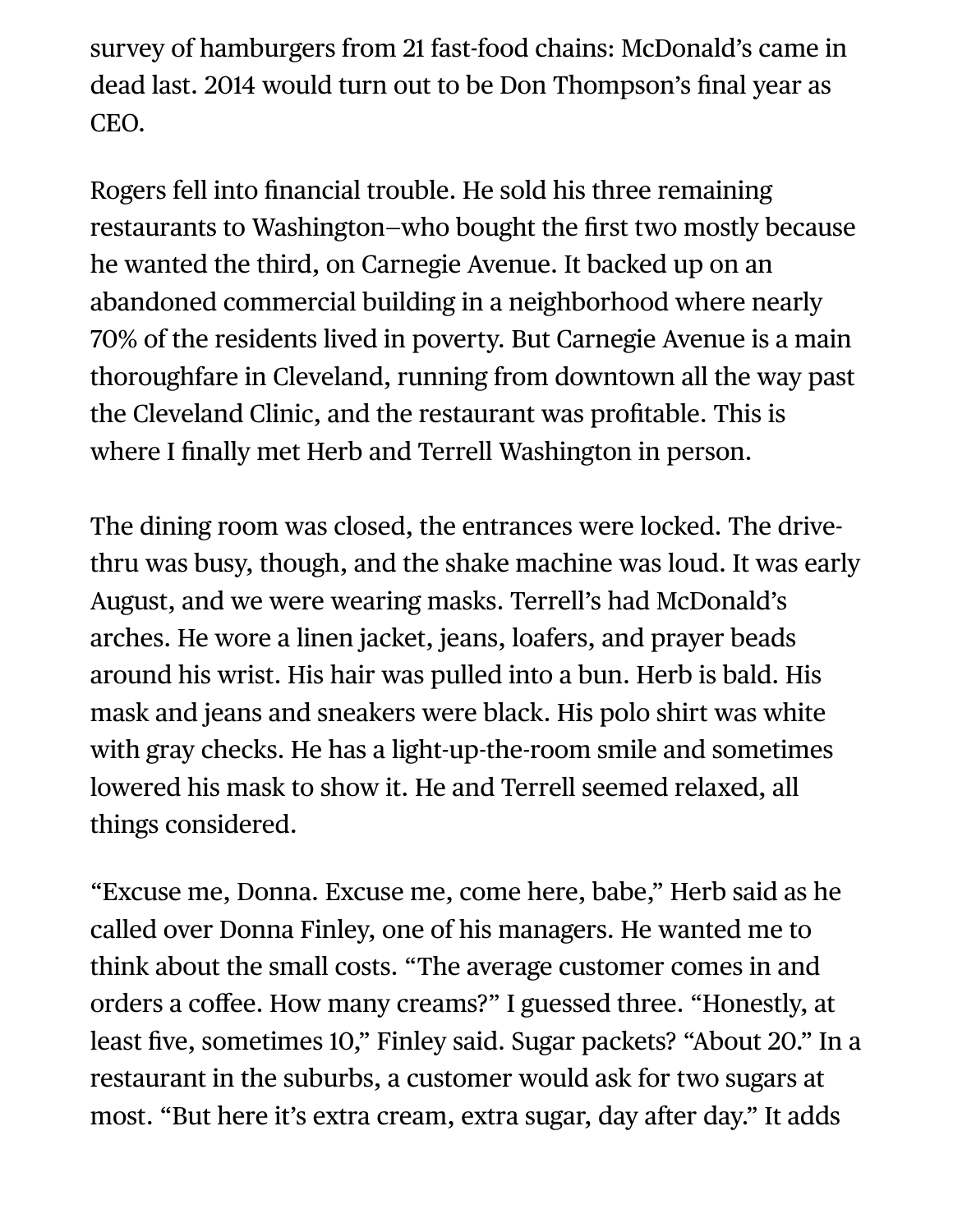survey of hamburgers from 21 fast-food chains: McDonald's came in dead last. 2014 would turn out to be Don Thompson's final year as CEO.

Rogers fell into financial trouble. He sold his three remaining restaurants to Washington—who bought the first two mostly because he wanted the third, on Carnegie Avenue. It backed up on an abandoned commercial building in a neighborhood where nearly 70% of the residents lived in poverty. But Carnegie Avenue is a main thoroughfare in Cleveland, running from downtown all the way past the Cleveland Clinic, and the restaurant was profitable. This is where I finally met Herb and Terrell Washington in person.

The dining room was closed, the entrances were locked. The drive-thru was busy, though, and the shake machine was loud. It was early August, and we were wearing masks. Terrell's had McDonald's arches. He wore a linen jacket, jeans, loafers, and prayer beads around his wrist. His hair was pulled into a bun. Herb is bald. His mask and jeans and sneakers were black. His polo shirt was white with gray checks. He has a light-up-the-room smile and sometimes lowered his mask to show it. He and Terrell seemed relaxed, all things considered.

"Excuse me, Donna. Excuse me, come here, babe," Herb said as he called over Donna Finley, one of his managers. He wanted me to think about the small costs. "The average customer comes in and orders a coffee. How many creams?" I guessed three. "Honestly, at least five, sometimes 10," Finley said. Sugar packets? "About 20." In a restaurant in the suburbs, a customer would ask for two sugars at most. "But here it's extra cream, extra sugar, day after day." It adds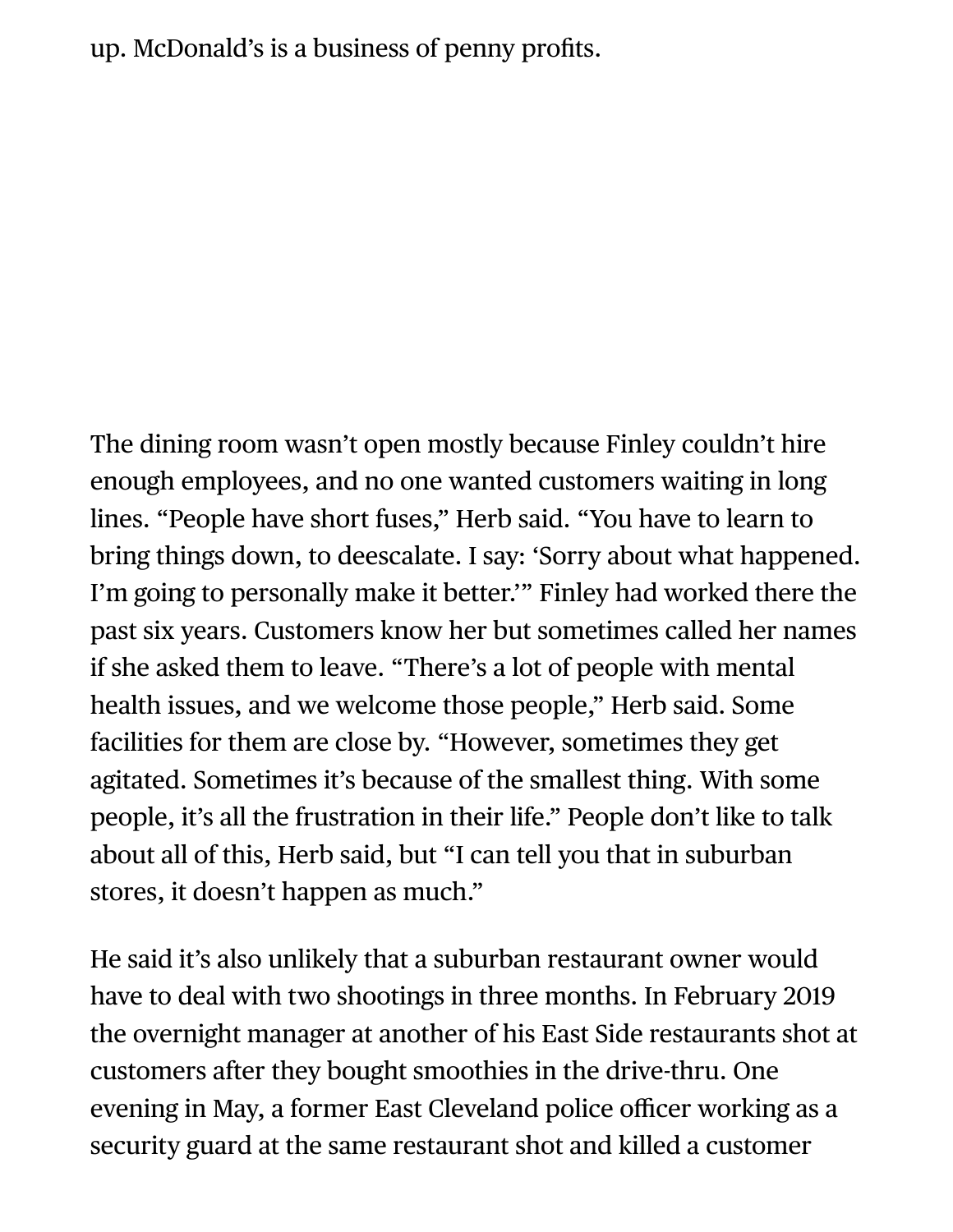up. McDonald's is a business of penny profits.

The dining room wasn't open mostly because Finley couldn't hire enough employees, and no one wanted customers waiting in long lines. "People have short fuses," Herb said. "You have to learn to bring things down, to deescalate. I say: 'Sorry about what happened. I'm going to personally make it better.'" Finley had worked there the past six years. Customers know her but sometimes called her names if she asked them to leave. "There's a lot of people with mental health issues, and we welcome those people," Herb said. Some facilities for them are close by. "However, sometimes they get agitated. Sometimes it's because of the smallest thing. With some people, it's all the frustration in their life." People don't like to talk about all of this, Herb said, but "I can tell you that in suburban stores, it doesn't happen as much."

He said it's also unlikely that a suburban restaurant owner would have to deal with two shootings in three months. In February 2019 the overnight manager at another of his East Side restaurants shot at customers after they bought smoothies in the drive-thru. One evening in May, a former East Cleveland police officer working as a security guard at the same restaurant shot and killed a customer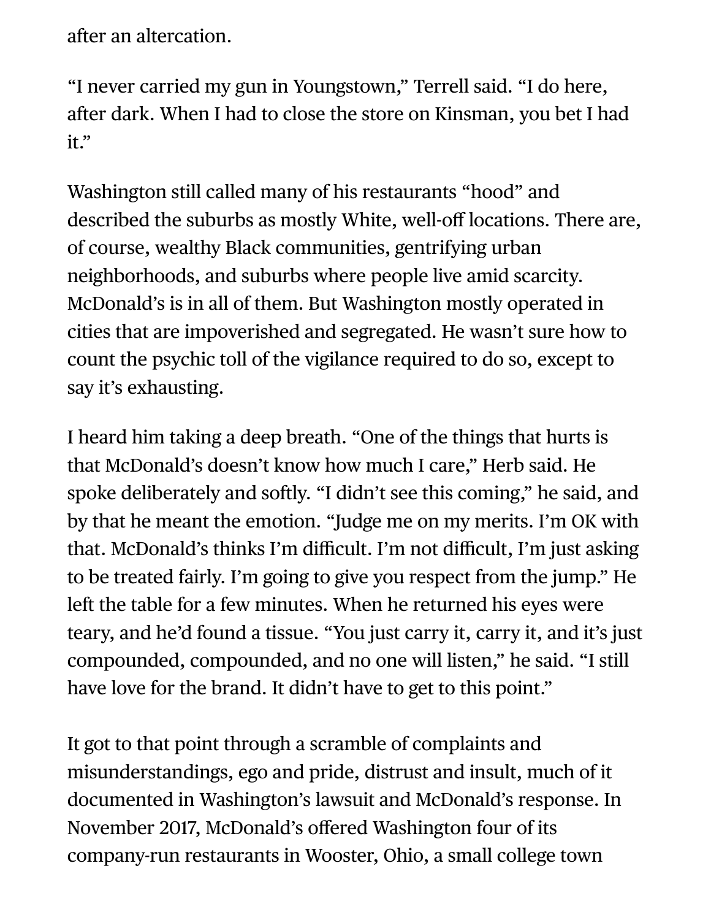after an altercation.

“I never carried my gun in Youngstown,” Terrell said. “I do here, after dark. When I had to close the store on Kinsman, you bet I had it.”

Washington still called many of his restaurants “hood” and described the suburbs as mostly White, well-off locations. There are, of course, wealthy Black communities, gentrifying urban neighborhoods, and suburbs where people live amid scarcity. McDonald’s is in all of them. But Washington mostly operated in cities that are impoverished and segregated. He wasn’t sure how to count the psychic toll of the vigilance required to do so, except to say it’s exhausting.

I heard him taking a deep breath. “One of the things that hurts is that McDonald’s doesn’t know how much I care,” Herb said. He spoke deliberately and softly. “I didn’t see this coming,” he said, and by that he meant the emotion. “Judge me on my merits. I’m OK with that. McDonald’s thinks I’m difficult. I’m not difficult, I’m just asking to be treated fairly. I’m going to give you respect from the jump.” He left the table for a few minutes. When he returned his eyes were teary, and he’d found a tissue. “You just carry it, carry it, and it’s just compounded, compounded, and no one will listen,” he said. “I still have love for the brand. It didn’t have to get to this point.”

It got to that point through a scramble of complaints and misunderstandings, ego and pride, distrust and insult, much of it documented in Washington’s lawsuit and McDonald’s response. In November 2017, McDonald’s offered Washington four of its company-run restaurants in Wooster, Ohio, a small college town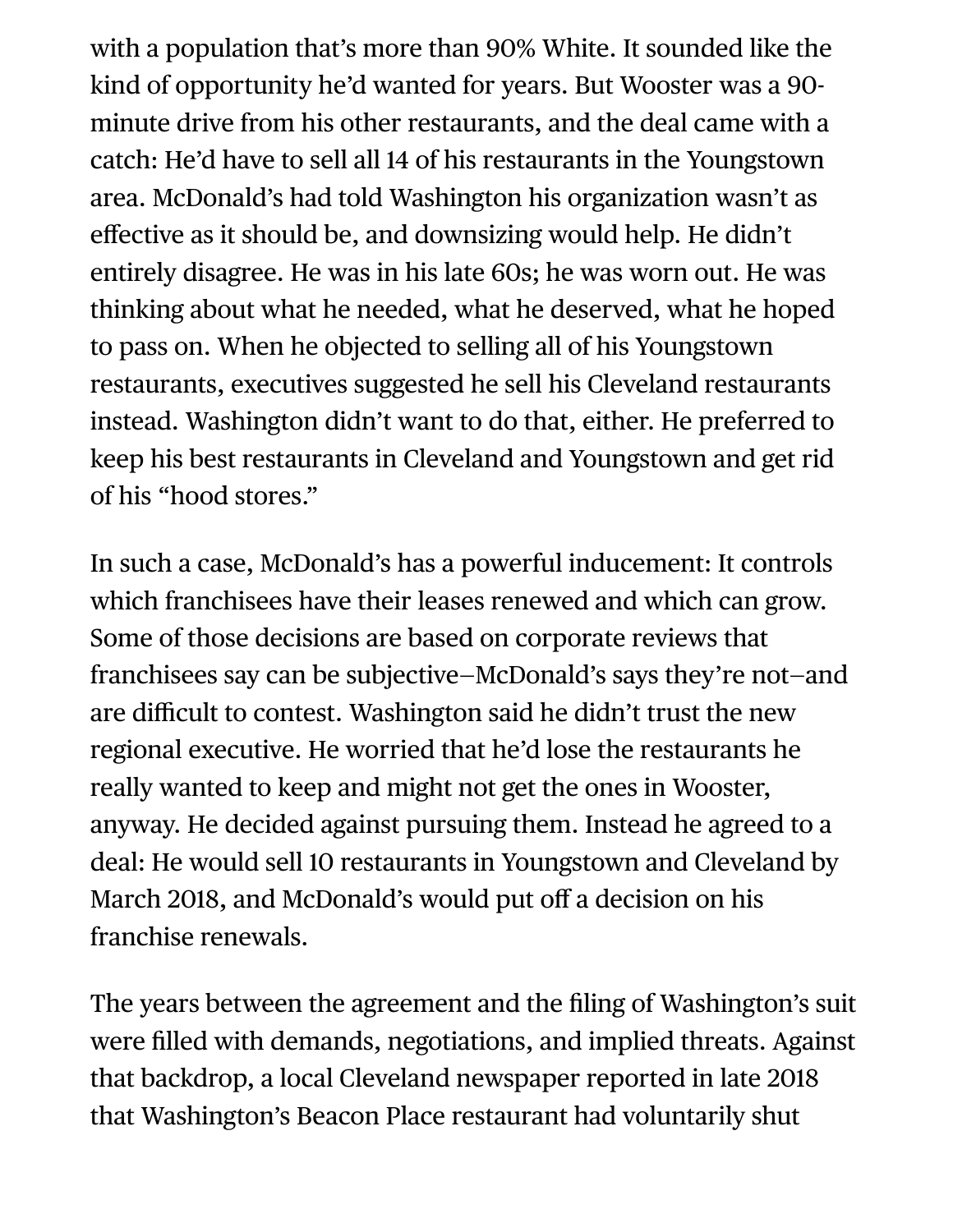with a population that's more than 90% White. It sounded like the kind of opportunity he'd wanted for years. But Wooster was a 90-minute drive from his other restaurants, and the deal came with a catch: He'd have to sell all 14 of his restaurants in the Youngstown area. McDonald's had told Washington his organization wasn't as effective as it should be, and downsizing would help. He didn't entirely disagree. He was in his late 60s; he was worn out. He was thinking about what he needed, what he deserved, what he hoped to pass on. When he objected to selling all of his Youngstown restaurants, executives suggested he sell his Cleveland restaurants instead. Washington didn't want to do that, either. He preferred to keep his best restaurants in Cleveland and Youngstown and get rid of his "hood stores."

In such a case, McDonald's has a powerful inducement: It controls which franchisees have their leases renewed and which can grow. Some of those decisions are based on corporate reviews that franchisees say can be subjective—McDonald's says they're not—and are difficult to contest. Washington said he didn't trust the new regional executive. He worried that he'd lose the restaurants he really wanted to keep and might not get the ones in Wooster, anyway. He decided against pursuing them. Instead he agreed to a deal: He would sell 10 restaurants in Youngstown and Cleveland by March 2018, and McDonald's would put off a decision on his franchise renewals.

The years between the agreement and the filing of Washington's suit were filled with demands, negotiations, and implied threats. Against that backdrop, a local Cleveland newspaper reported in late 2018 that Washington's Beacon Place restaurant had voluntarily shut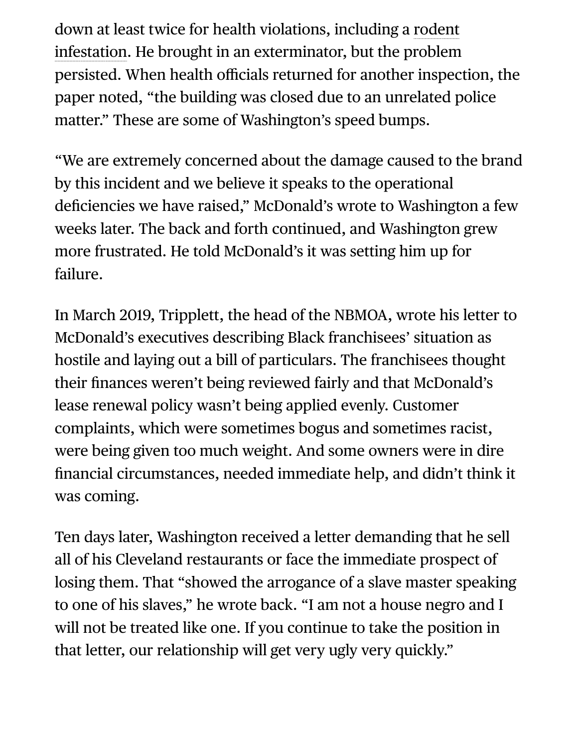down at least twice for health violations, including a rodent infestation. He brought in an exterminator, but the problem persisted. When health officials returned for another inspection, the paper noted, "the building was closed due to an unrelated police matter." These are some of Washington's speed bumps.

"We are extremely concerned about the damage caused to the brand by this incident and we believe it speaks to the operational deficiencies we have raised," McDonald's wrote to Washington a few weeks later. The back and forth continued, and Washington grew more frustrated. He told McDonald's it was setting him up for failure.

In March 2019, Tripplett, the head of the NBMOA, wrote his letter to McDonald's executives describing Black franchisees' situation as hostile and laying out a bill of particulars. The franchisees thought their finances weren't being reviewed fairly and that McDonald's lease renewal policy wasn't being applied evenly. Customer complaints, which were sometimes bogus and sometimes racist, were being given too much weight. And some owners were in dire financial circumstances, needed immediate help, and didn't think it was coming.

Ten days later, Washington received a letter demanding that he sell all of his Cleveland restaurants or face the immediate prospect of losing them. That "showed the arrogance of a slave master speaking to one of his slaves," he wrote back. "I am not a house negro and I will not be treated like one. If you continue to take the position in that letter, our relationship will get very ugly very quickly."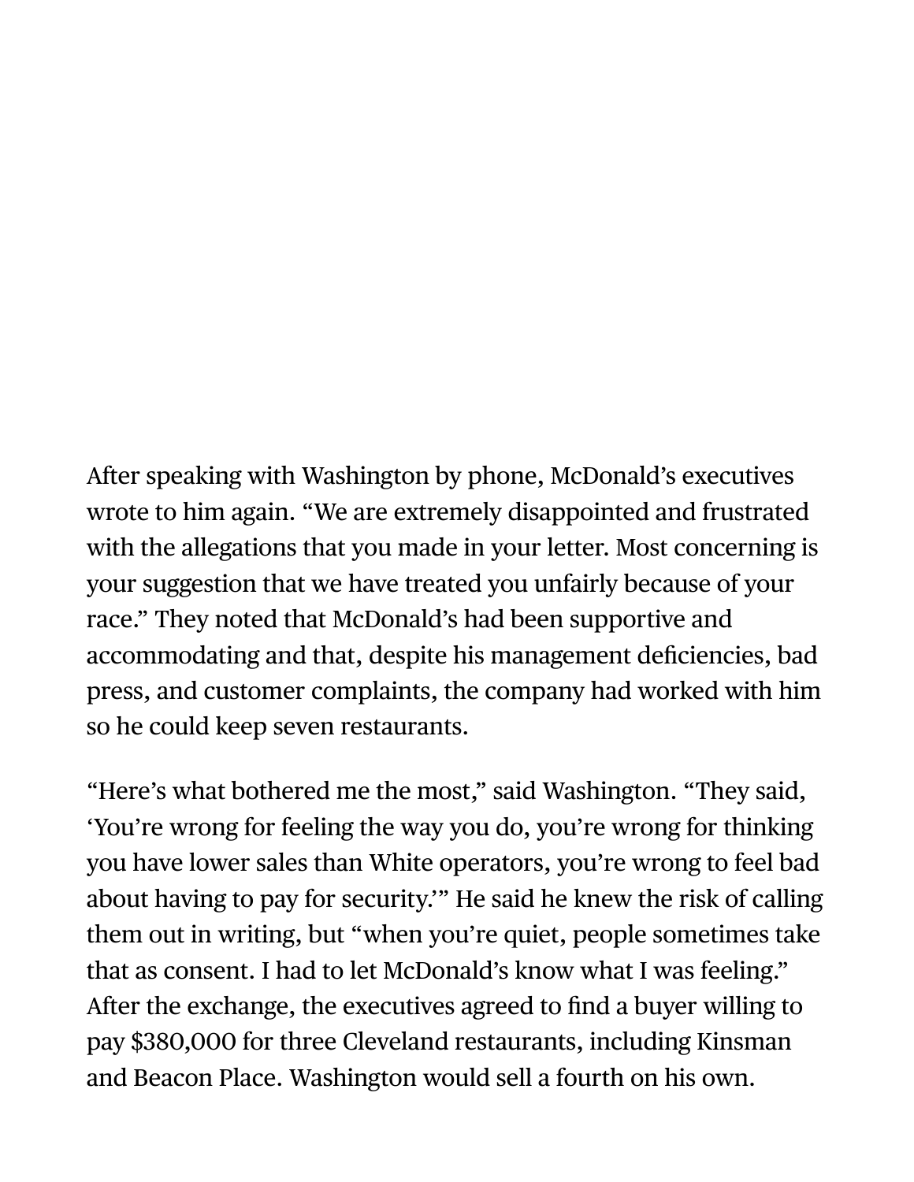After speaking with Washington by phone, McDonald's executives wrote to him again. "We are extremely disappointed and frustrated with the allegations that you made in your letter. Most concerning is your suggestion that we have treated you unfairly because of your race." They noted that McDonald's had been supportive and accommodating and that, despite his management deficiencies, bad press, and customer complaints, the company had worked with him so he could keep seven restaurants.

"Here's what bothered me the most," said Washington. "They said, 'You're wrong for feeling the way you do, you're wrong for thinking you have lower sales than White operators, you're wrong to feel bad about having to pay for security.'" He said he knew the risk of calling them out in writing, but "when you're quiet, people sometimes take that as consent. I had to let McDonald's know what I was feeling." After the exchange, the executives agreed to find a buyer willing to pay $380,000 for three Cleveland restaurants, including Kinsman and Beacon Place. Washington would sell a fourth on his own.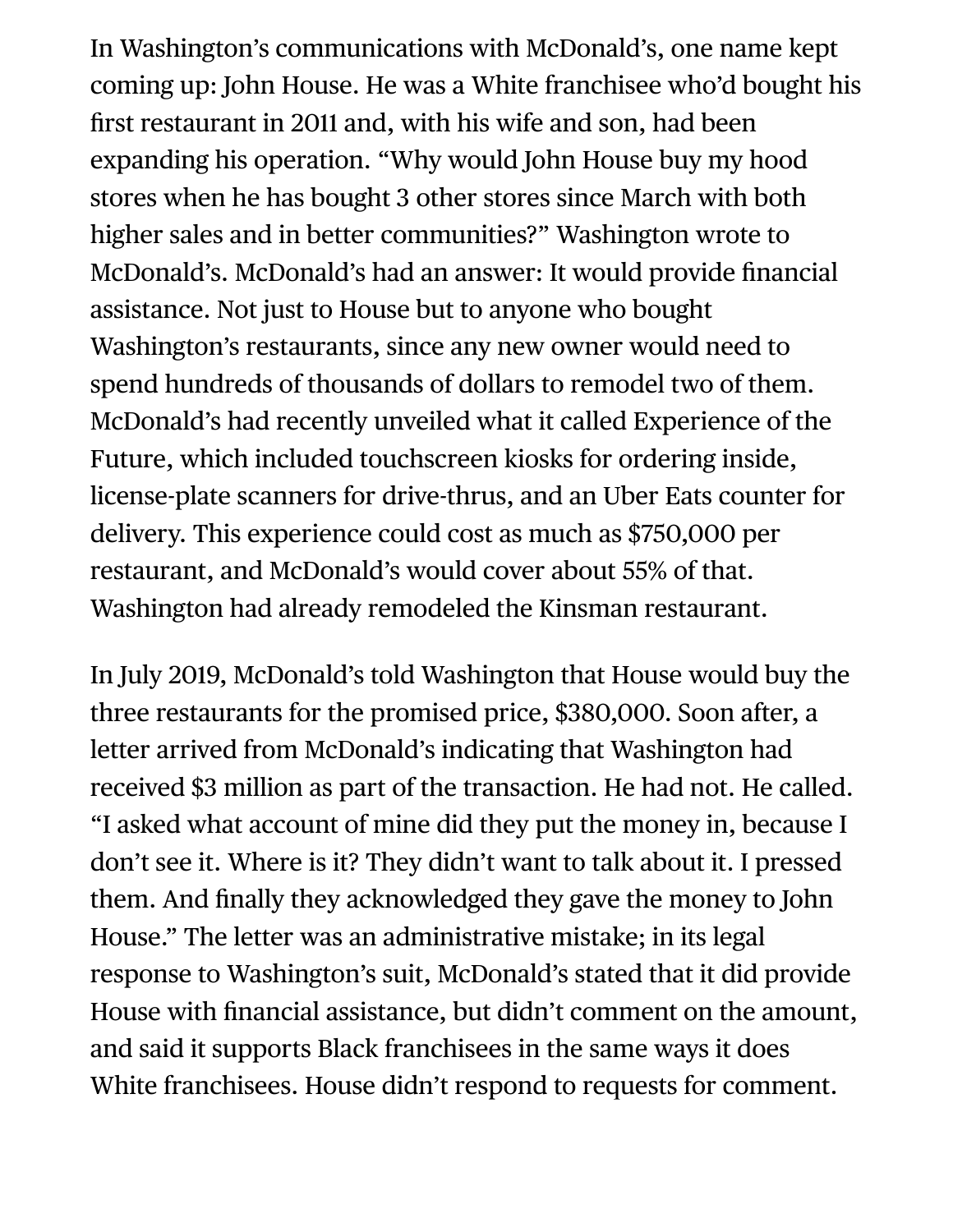In Washington's communications with McDonald's, one name kept coming up: John House. He was a White franchisee who'd bought his first restaurant in 2011 and, with his wife and son, had been expanding his operation. "Why would John House buy my hood stores when he has bought 3 other stores since March with both higher sales and in better communities?" Washington wrote to McDonald's. McDonald's had an answer: It would provide financial assistance. Not just to House but to anyone who bought Washington's restaurants, since any new owner would need to spend hundreds of thousands of dollars to remodel two of them. McDonald's had recently unveiled what it called Experience of the Future, which included touchscreen kiosks for ordering inside, license-plate scanners for drive-thrus, and an Uber Eats counter for delivery. This experience could cost as much as $750,000 per restaurant, and McDonald's would cover about 55% of that. Washington had already remodeled the Kinsman restaurant.

In July 2019, McDonald's told Washington that House would buy the three restaurants for the promised price, $380,000. Soon after, a letter arrived from McDonald's indicating that Washington had received $3 million as part of the transaction. He had not. He called. "I asked what account of mine did they put the money in, because I don't see it. Where is it? They didn't want to talk about it. I pressed them. And finally they acknowledged they gave the money to John House." The letter was an administrative mistake; in its legal response to Washington's suit, McDonald's stated that it did provide House with financial assistance, but didn't comment on the amount, and said it supports Black franchisees in the same ways it does White franchisees. House didn't respond to requests for comment.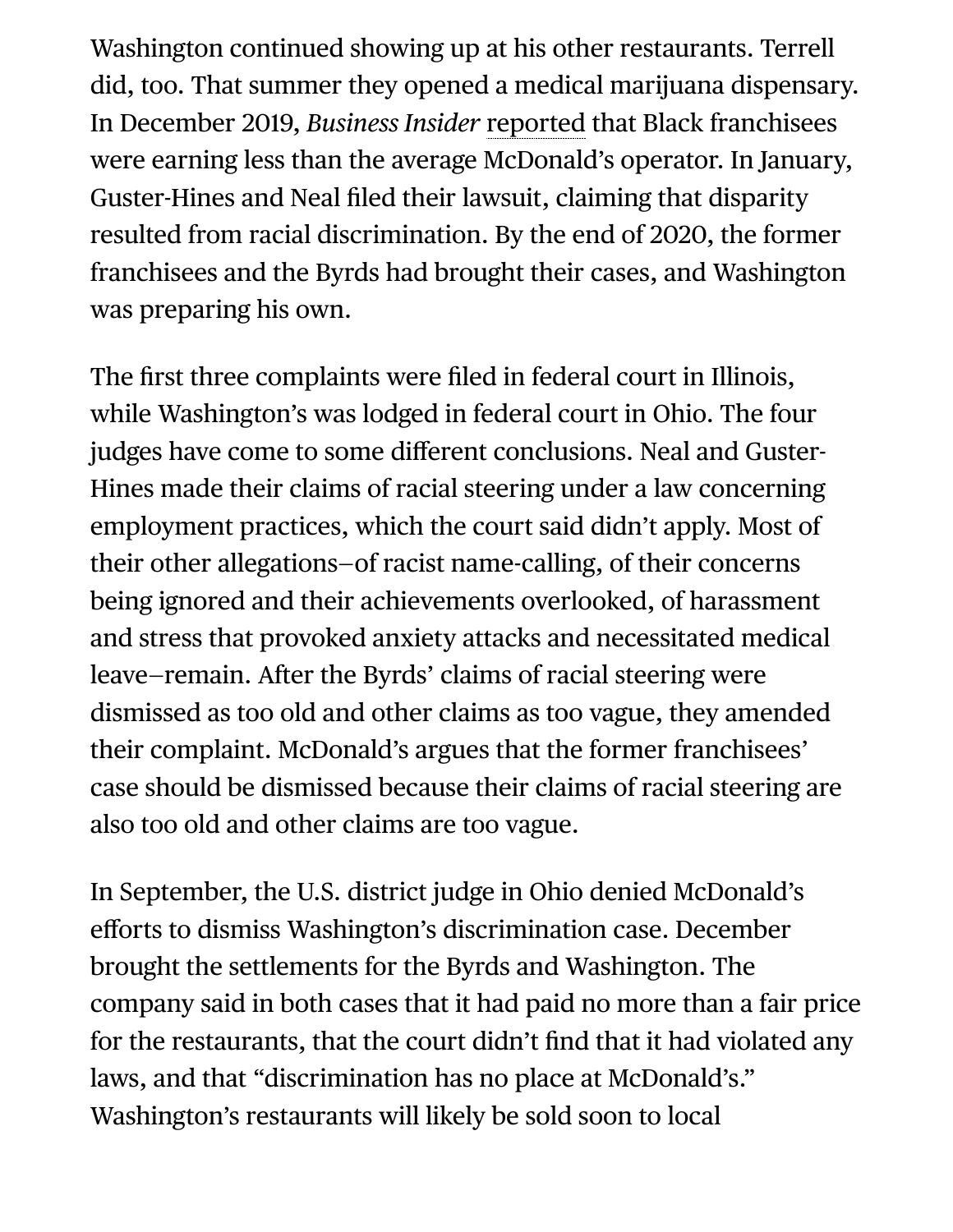Washington continued showing up at his other restaurants. Terrell did, too. That summer they opened a medical marijuana dispensary. In December 2019, *Business Insider* reported that Black franchisees were earning less than the average McDonald's operator. In January, Guster-Hines and Neal filed their lawsuit, claiming that disparity resulted from racial discrimination. By the end of 2020, the former franchisees and the Byrds had brought their cases, and Washington was preparing his own.

The first three complaints were filed in federal court in Illinois, while Washington's was lodged in federal court in Ohio. The four judges have come to some different conclusions. Neal and Guster-Hines made their claims of racial steering under a law concerning employment practices, which the court said didn't apply. Most of their other allegations—of racist name-calling, of their concerns being ignored and their achievements overlooked, of harassment and stress that provoked anxiety attacks and necessitated medical leave—remain. After the Byrds' claims of racial steering were dismissed as too old and other claims as too vague, they amended their complaint. McDonald's argues that the former franchisees' case should be dismissed because their claims of racial steering are also too old and other claims are too vague.

In September, the U.S. district judge in Ohio denied McDonald's efforts to dismiss Washington's discrimination case. December brought the settlements for the Byrds and Washington. The company said in both cases that it had paid no more than a fair price for the restaurants, that the court didn't find that it had violated any laws, and that "discrimination has no place at McDonald's." Washington's restaurants will likely be sold soon to local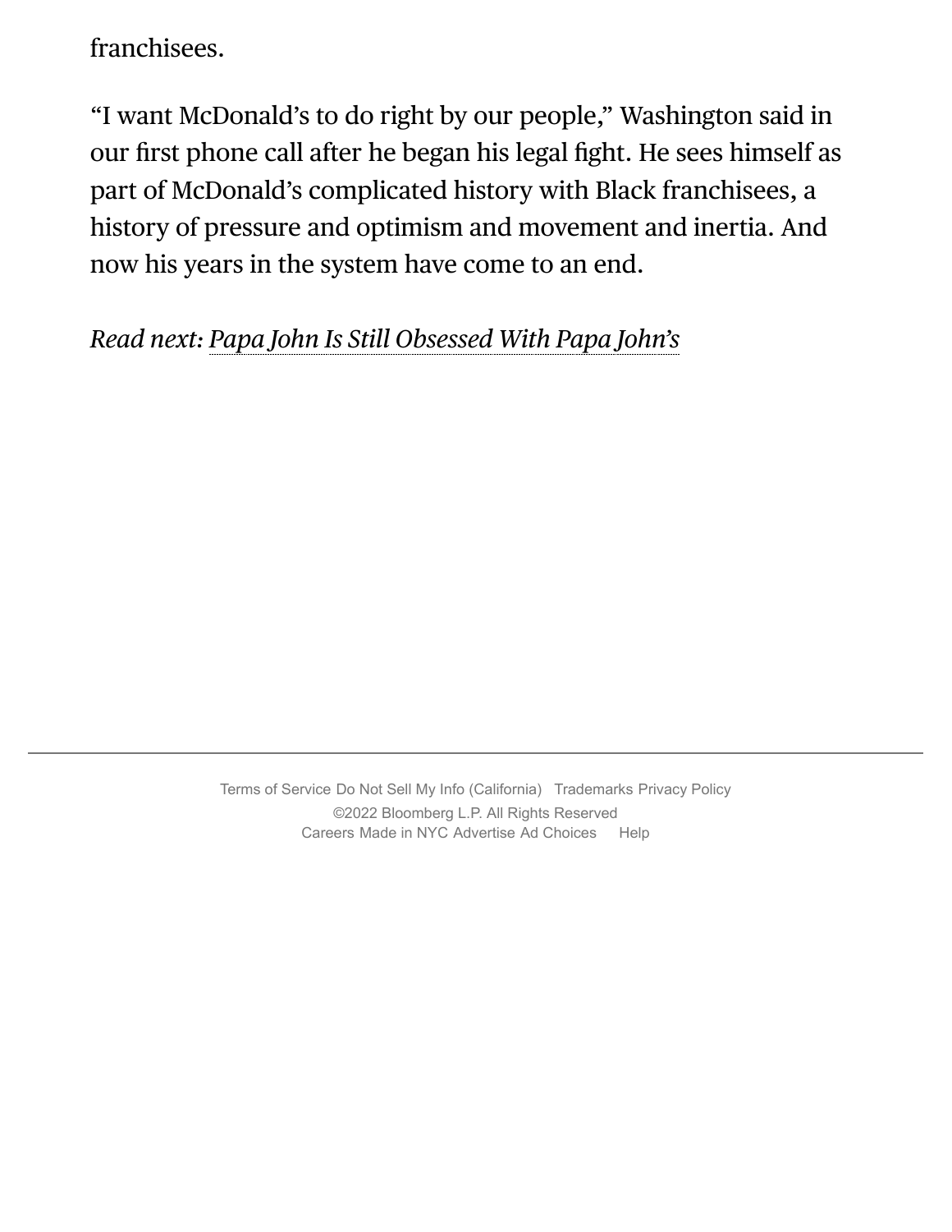franchisees.

“I want McDonald’s to do right by our people,” Washington said in our first phone call after he began his legal fight. He sees himself as part of McDonald’s complicated history with Black franchisees, a history of pressure and optimism and movement and inertia. And now his years in the system have come to an end.

*Read next: Papa John Is Still Obsessed With Papa John’s*